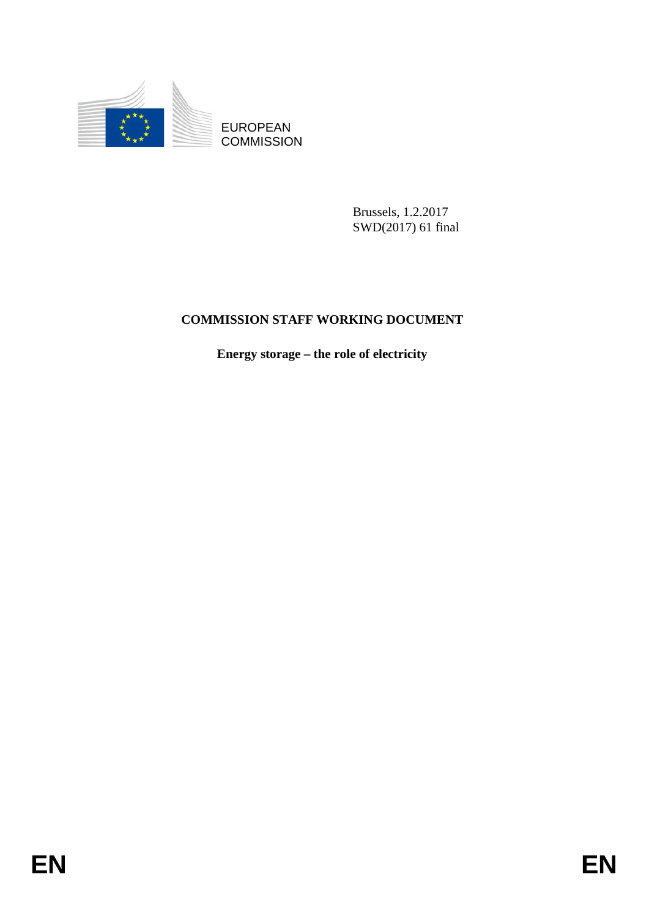EUROPEAN COMMISSION

Brussels, 1.2.2017
SWD(2017) 61 final

**COMMISSION STAFF WORKING DOCUMENT**

**Energy storage – the role of electricity**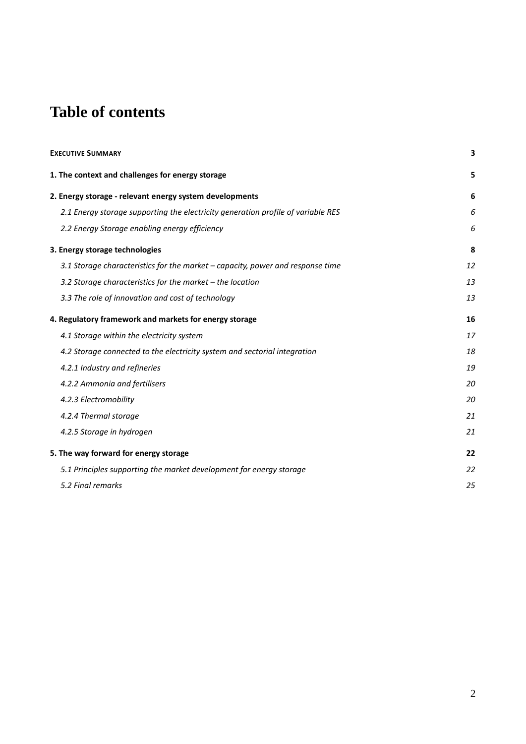# Table of contents

**EXECUTIVE SUMMARY** **3**

**1. The context and challenges for energy storage** **5**

**2. Energy storage - relevant energy system developments** **6**

*2.1 Energy storage supporting the electricity generation profile of variable RES* *6*

*2.2 Energy Storage enabling energy efficiency* *6*

**3. Energy storage technologies** **8**

*3.1 Storage characteristics for the market – capacity, power and response time* *12*

*3.2 Storage characteristics for the market – the location* *13*

*3.3 The role of innovation and cost of technology* *13*

**4. Regulatory framework and markets for energy storage** **16**

*4.1 Storage within the electricity system* *17*

*4.2 Storage connected to the electricity system and sectorial integration* *18*

*4.2.1 Industry and refineries* *19*

*4.2.2 Ammonia and fertilisers* *20*

*4.2.3 Electromobility* *20*

*4.2.4 Thermal storage* *21*

*4.2.5 Storage in hydrogen* *21*

**5. The way forward for energy storage** **22**

*5.1 Principles supporting the market development for energy storage* *22*

*5.2 Final remarks* *25*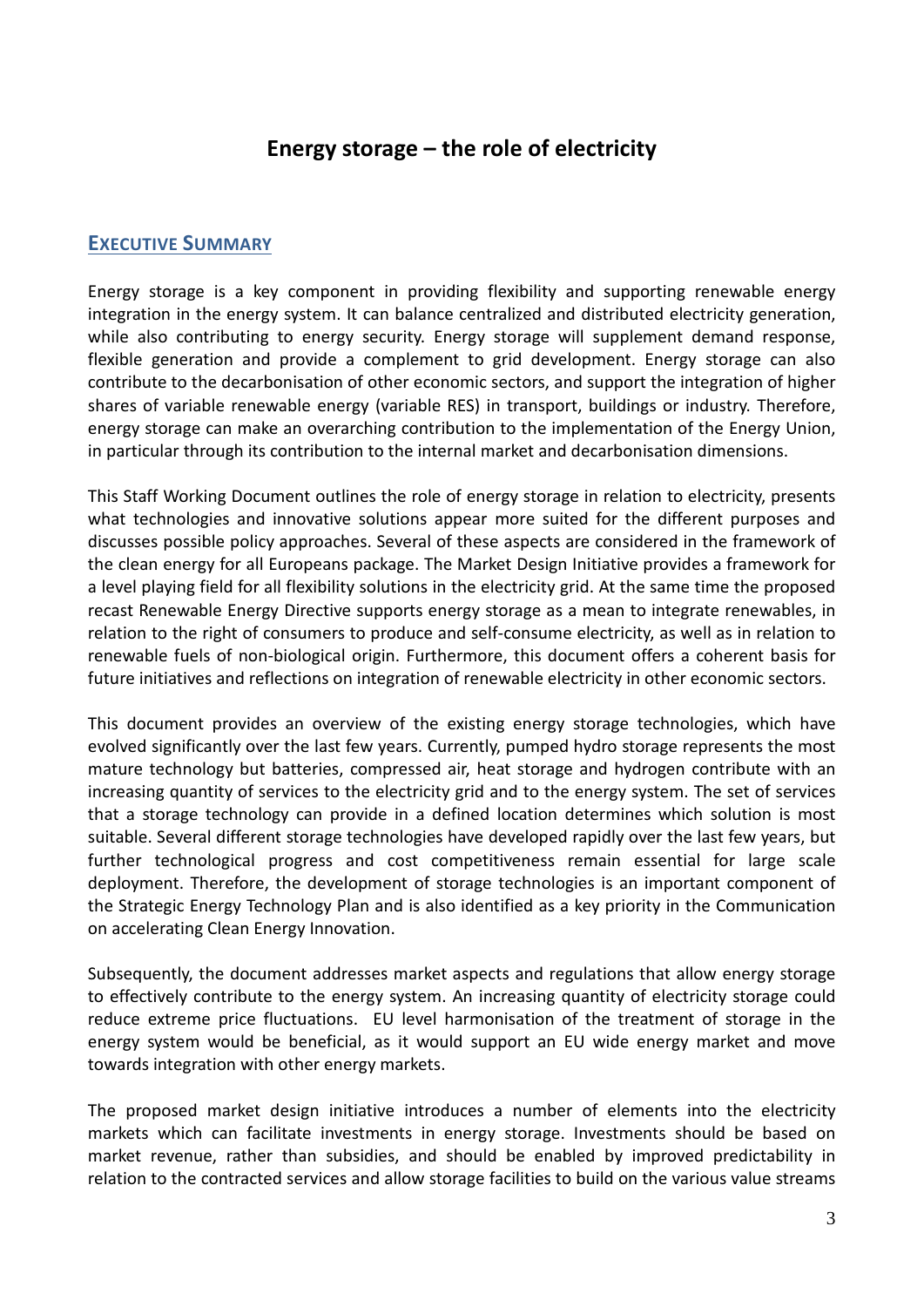# Energy storage – the role of electricity

## EXECUTIVE SUMMARY

Energy storage is a key component in providing flexibility and supporting renewable energy integration in the energy system. It can balance centralized and distributed electricity generation, while also contributing to energy security. Energy storage will supplement demand response, flexible generation and provide a complement to grid development. Energy storage can also contribute to the decarbonisation of other economic sectors, and support the integration of higher shares of variable renewable energy (variable RES) in transport, buildings or industry. Therefore, energy storage can make an overarching contribution to the implementation of the Energy Union, in particular through its contribution to the internal market and decarbonisation dimensions.

This Staff Working Document outlines the role of energy storage in relation to electricity, presents what technologies and innovative solutions appear more suited for the different purposes and discusses possible policy approaches. Several of these aspects are considered in the framework of the clean energy for all Europeans package. The Market Design Initiative provides a framework for a level playing field for all flexibility solutions in the electricity grid. At the same time the proposed recast Renewable Energy Directive supports energy storage as a mean to integrate renewables, in relation to the right of consumers to produce and self-consume electricity, as well as in relation to renewable fuels of non-biological origin. Furthermore, this document offers a coherent basis for future initiatives and reflections on integration of renewable electricity in other economic sectors.

This document provides an overview of the existing energy storage technologies, which have evolved significantly over the last few years. Currently, pumped hydro storage represents the most mature technology but batteries, compressed air, heat storage and hydrogen contribute with an increasing quantity of services to the electricity grid and to the energy system. The set of services that a storage technology can provide in a defined location determines which solution is most suitable. Several different storage technologies have developed rapidly over the last few years, but further technological progress and cost competitiveness remain essential for large scale deployment. Therefore, the development of storage technologies is an important component of the Strategic Energy Technology Plan and is also identified as a key priority in the Communication on accelerating Clean Energy Innovation.

Subsequently, the document addresses market aspects and regulations that allow energy storage to effectively contribute to the energy system. An increasing quantity of electricity storage could reduce extreme price fluctuations. EU level harmonisation of the treatment of storage in the energy system would be beneficial, as it would support an EU wide energy market and move towards integration with other energy markets.

The proposed market design initiative introduces a number of elements into the electricity markets which can facilitate investments in energy storage. Investments should be based on market revenue, rather than subsidies, and should be enabled by improved predictability in relation to the contracted services and allow storage facilities to build on the various value streams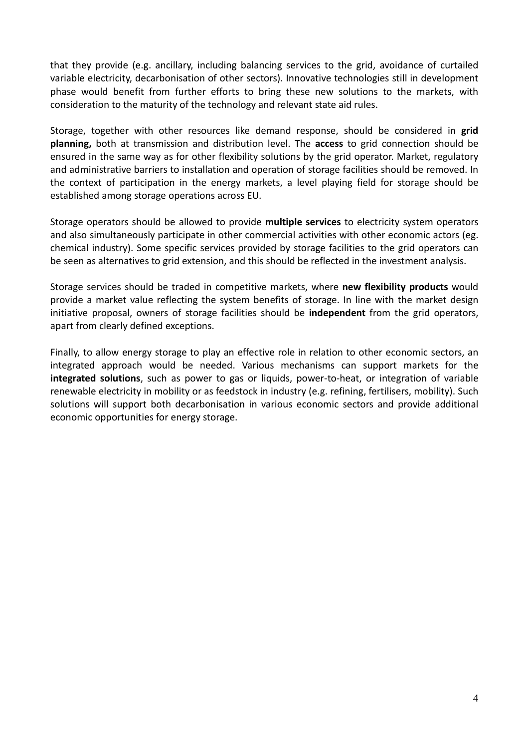that they provide (e.g. ancillary, including balancing services to the grid, avoidance of curtailed variable electricity, decarbonisation of other sectors). Innovative technologies still in development phase would benefit from further efforts to bring these new solutions to the markets, with consideration to the maturity of the technology and relevant state aid rules.

Storage, together with other resources like demand response, should be considered in **grid planning,** both at transmission and distribution level. The **access** to grid connection should be ensured in the same way as for other flexibility solutions by the grid operator. Market, regulatory and administrative barriers to installation and operation of storage facilities should be removed. In the context of participation in the energy markets, a level playing field for storage should be established among storage operations across EU.

Storage operators should be allowed to provide **multiple services** to electricity system operators and also simultaneously participate in other commercial activities with other economic actors (eg. chemical industry). Some specific services provided by storage facilities to the grid operators can be seen as alternatives to grid extension, and this should be reflected in the investment analysis.

Storage services should be traded in competitive markets, where **new flexibility products** would provide a market value reflecting the system benefits of storage. In line with the market design initiative proposal, owners of storage facilities should be **independent** from the grid operators, apart from clearly defined exceptions.

Finally, to allow energy storage to play an effective role in relation to other economic sectors, an integrated approach would be needed. Various mechanisms can support markets for the **integrated solutions**, such as power to gas or liquids, power-to-heat, or integration of variable renewable electricity in mobility or as feedstock in industry (e.g. refining, fertilisers, mobility). Such solutions will support both decarbonisation in various economic sectors and provide additional economic opportunities for energy storage.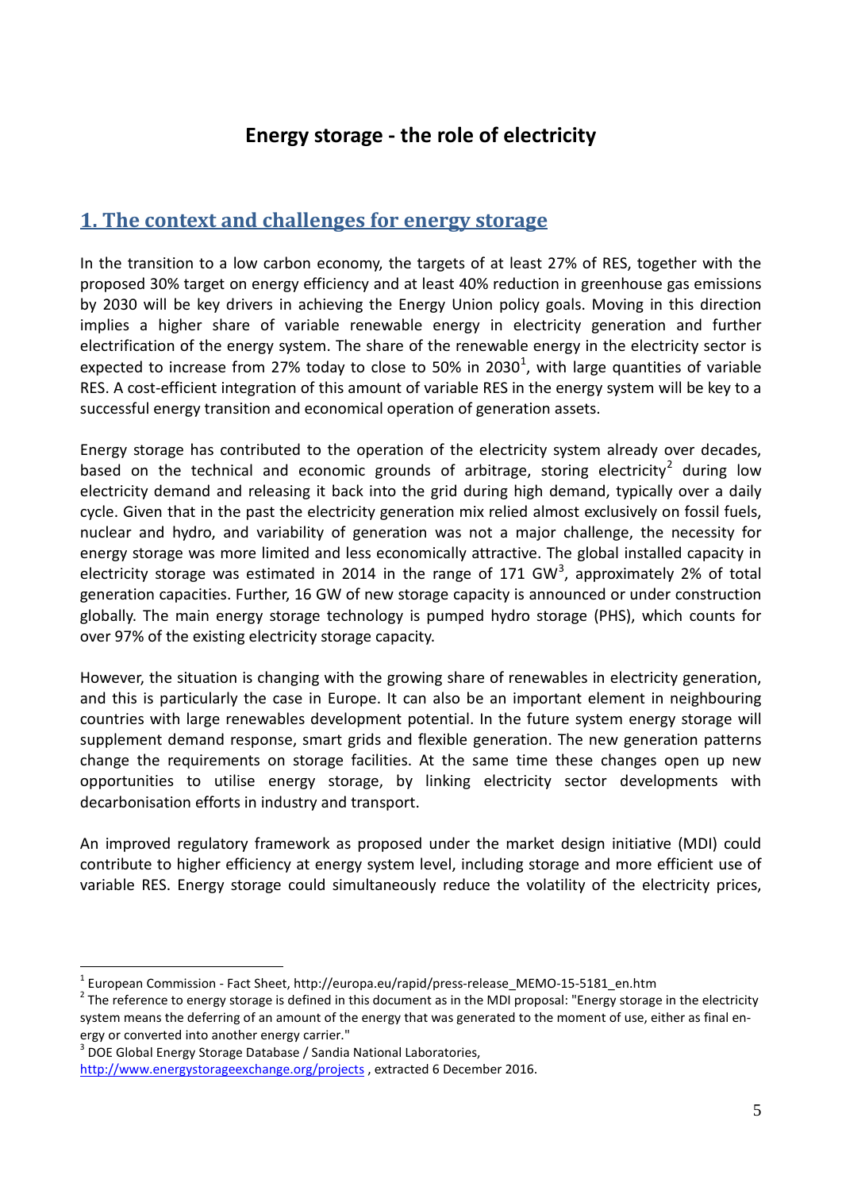# Energy storage - the role of electricity

## 1. The context and challenges for energy storage

In the transition to a low carbon economy, the targets of at least 27% of RES, together with the proposed 30% target on energy efficiency and at least 40% reduction in greenhouse gas emissions by 2030 will be key drivers in achieving the Energy Union policy goals. Moving in this direction implies a higher share of variable renewable energy in electricity generation and further electrification of the energy system. The share of the renewable energy in the electricity sector is expected to increase from 27% today to close to 50% in 2030[1], with large quantities of variable RES. A cost-efficient integration of this amount of variable RES in the energy system will be key to a successful energy transition and economical operation of generation assets.

Energy storage has contributed to the operation of the electricity system already over decades, based on the technical and economic grounds of arbitrage, storing electricity[2] during low electricity demand and releasing it back into the grid during high demand, typically over a daily cycle. Given that in the past the electricity generation mix relied almost exclusively on fossil fuels, nuclear and hydro, and variability of generation was not a major challenge, the necessity for energy storage was more limited and less economically attractive. The global installed capacity in electricity storage was estimated in 2014 in the range of 171 GW[3], approximately 2% of total generation capacities. Further, 16 GW of new storage capacity is announced or under construction globally. The main energy storage technology is pumped hydro storage (PHS), which counts for over 97% of the existing electricity storage capacity.

However, the situation is changing with the growing share of renewables in electricity generation, and this is particularly the case in Europe. It can also be an important element in neighbouring countries with large renewables development potential. In the future system energy storage will supplement demand response, smart grids and flexible generation. The new generation patterns change the requirements on storage facilities. At the same time these changes open up new opportunities to utilise energy storage, by linking electricity sector developments with decarbonisation efforts in industry and transport.

An improved regulatory framework as proposed under the market design initiative (MDI) could contribute to higher efficiency at energy system level, including storage and more efficient use of variable RES. Energy storage could simultaneously reduce the volatility of the electricity prices,

---

[1] European Commission - Fact Sheet, http://europa.eu/rapid/press-release_MEMO-15-5181_en.htm

[2] The reference to energy storage is defined in this document as in the MDI proposal: "Energy storage in the electricity system means the deferring of an amount of the energy that was generated to the moment of use, either as final energy or converted into another energy carrier."

[3] DOE Global Energy Storage Database / Sandia National Laboratories, http://www.energystorageexchange.org/projects , extracted 6 December 2016.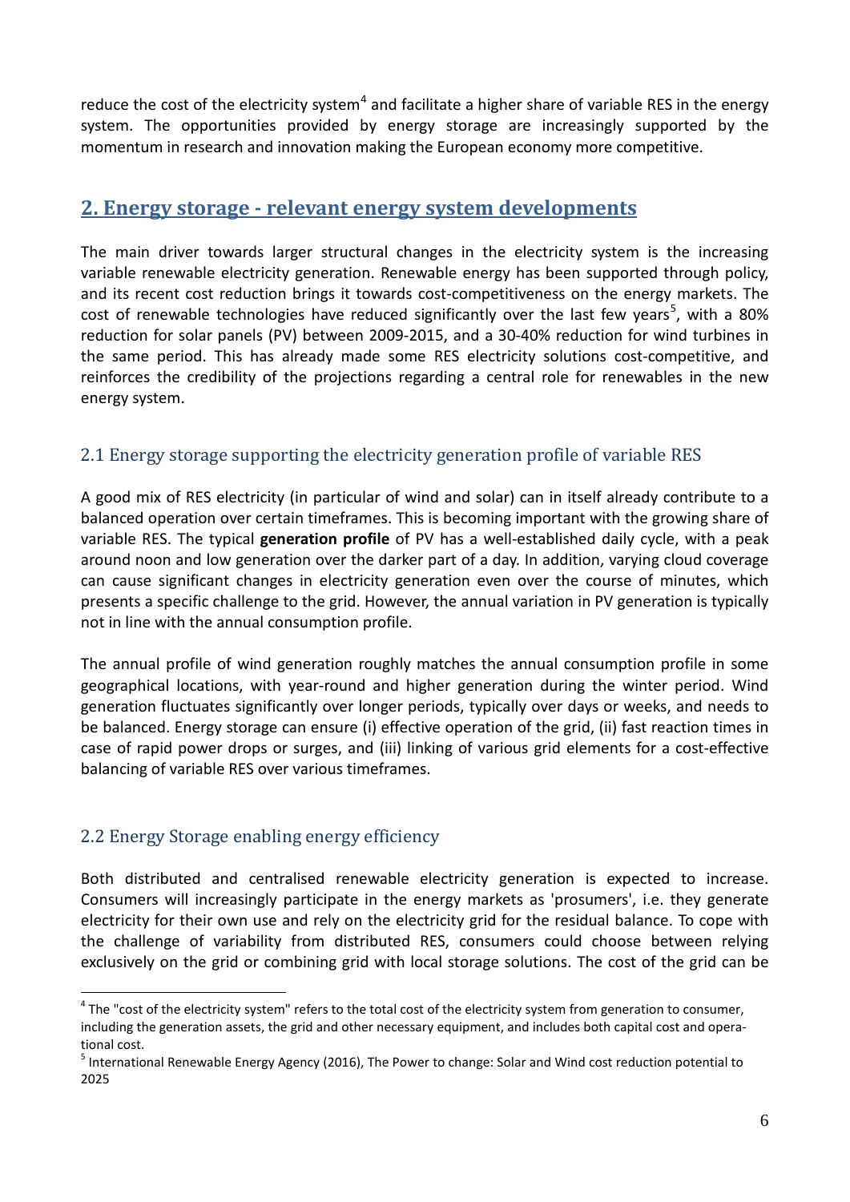reduce the cost of the electricity system[4] and facilitate a higher share of variable RES in the energy system. The opportunities provided by energy storage are increasingly supported by the momentum in research and innovation making the European economy more competitive.

## 2. Energy storage - relevant energy system developments

The main driver towards larger structural changes in the electricity system is the increasing variable renewable electricity generation. Renewable energy has been supported through policy, and its recent cost reduction brings it towards cost-competitiveness on the energy markets. The cost of renewable technologies have reduced significantly over the last few years[5], with a 80% reduction for solar panels (PV) between 2009-2015, and a 30-40% reduction for wind turbines in the same period. This has already made some RES electricity solutions cost-competitive, and reinforces the credibility of the projections regarding a central role for renewables in the new energy system.

### 2.1 Energy storage supporting the electricity generation profile of variable RES

A good mix of RES electricity (in particular of wind and solar) can in itself already contribute to a balanced operation over certain timeframes. This is becoming important with the growing share of variable RES. The typical **generation profile** of PV has a well-established daily cycle, with a peak around noon and low generation over the darker part of a day. In addition, varying cloud coverage can cause significant changes in electricity generation even over the course of minutes, which presents a specific challenge to the grid. However, the annual variation in PV generation is typically not in line with the annual consumption profile.

The annual profile of wind generation roughly matches the annual consumption profile in some geographical locations, with year-round and higher generation during the winter period. Wind generation fluctuates significantly over longer periods, typically over days or weeks, and needs to be balanced. Energy storage can ensure (i) effective operation of the grid, (ii) fast reaction times in case of rapid power drops or surges, and (iii) linking of various grid elements for a cost-effective balancing of variable RES over various timeframes.

### 2.2 Energy Storage enabling energy efficiency

Both distributed and centralised renewable electricity generation is expected to increase. Consumers will increasingly participate in the energy markets as 'prosumers', i.e. they generate electricity for their own use and rely on the electricity grid for the residual balance. To cope with the challenge of variability from distributed RES, consumers could choose between relying exclusively on the grid or combining grid with local storage solutions. The cost of the grid can be

[4] The "cost of the electricity system" refers to the total cost of the electricity system from generation to consumer, including the generation assets, the grid and other necessary equipment, and includes both capital cost and operational cost.

[5] International Renewable Energy Agency (2016), The Power to change: Solar and Wind cost reduction potential to 2025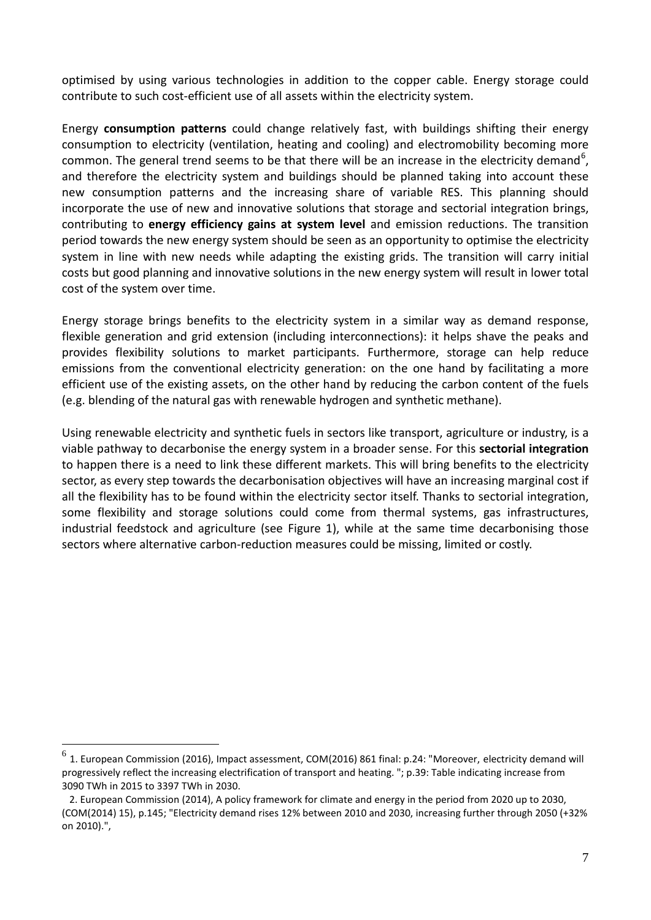optimised by using various technologies in addition to the copper cable. Energy storage could contribute to such cost-efficient use of all assets within the electricity system.

Energy **consumption patterns** could change relatively fast, with buildings shifting their energy consumption to electricity (ventilation, heating and cooling) and electromobility becoming more common. The general trend seems to be that there will be an increase in the electricity demand[6], and therefore the electricity system and buildings should be planned taking into account these new consumption patterns and the increasing share of variable RES. This planning should incorporate the use of new and innovative solutions that storage and sectorial integration brings, contributing to **energy efficiency gains at system level** and emission reductions. The transition period towards the new energy system should be seen as an opportunity to optimise the electricity system in line with new needs while adapting the existing grids. The transition will carry initial costs but good planning and innovative solutions in the new energy system will result in lower total cost of the system over time.

Energy storage brings benefits to the electricity system in a similar way as demand response, flexible generation and grid extension (including interconnections): it helps shave the peaks and provides flexibility solutions to market participants. Furthermore, storage can help reduce emissions from the conventional electricity generation: on the one hand by facilitating a more efficient use of the existing assets, on the other hand by reducing the carbon content of the fuels (e.g. blending of the natural gas with renewable hydrogen and synthetic methane).

Using renewable electricity and synthetic fuels in sectors like transport, agriculture or industry, is a viable pathway to decarbonise the energy system in a broader sense. For this **sectorial integration** to happen there is a need to link these different markets. This will bring benefits to the electricity sector, as every step towards the decarbonisation objectives will have an increasing marginal cost if all the flexibility has to be found within the electricity sector itself. Thanks to sectorial integration, some flexibility and storage solutions could come from thermal systems, gas infrastructures, industrial feedstock and agriculture (see Figure 1), while at the same time decarbonising those sectors where alternative carbon-reduction measures could be missing, limited or costly.

---

[6] 1. European Commission (2016), Impact assessment, COM(2016) 861 final: p.24: "Moreover, electricity demand will progressively reflect the increasing electrification of transport and heating. "; p.39: Table indicating increase from 3090 TWh in 2015 to 3397 TWh in 2030.

2. European Commission (2014), A policy framework for climate and energy in the period from 2020 up to 2030, (COM(2014) 15), p.145; "Electricity demand rises 12% between 2010 and 2030, increasing further through 2050 (+32% on 2010).",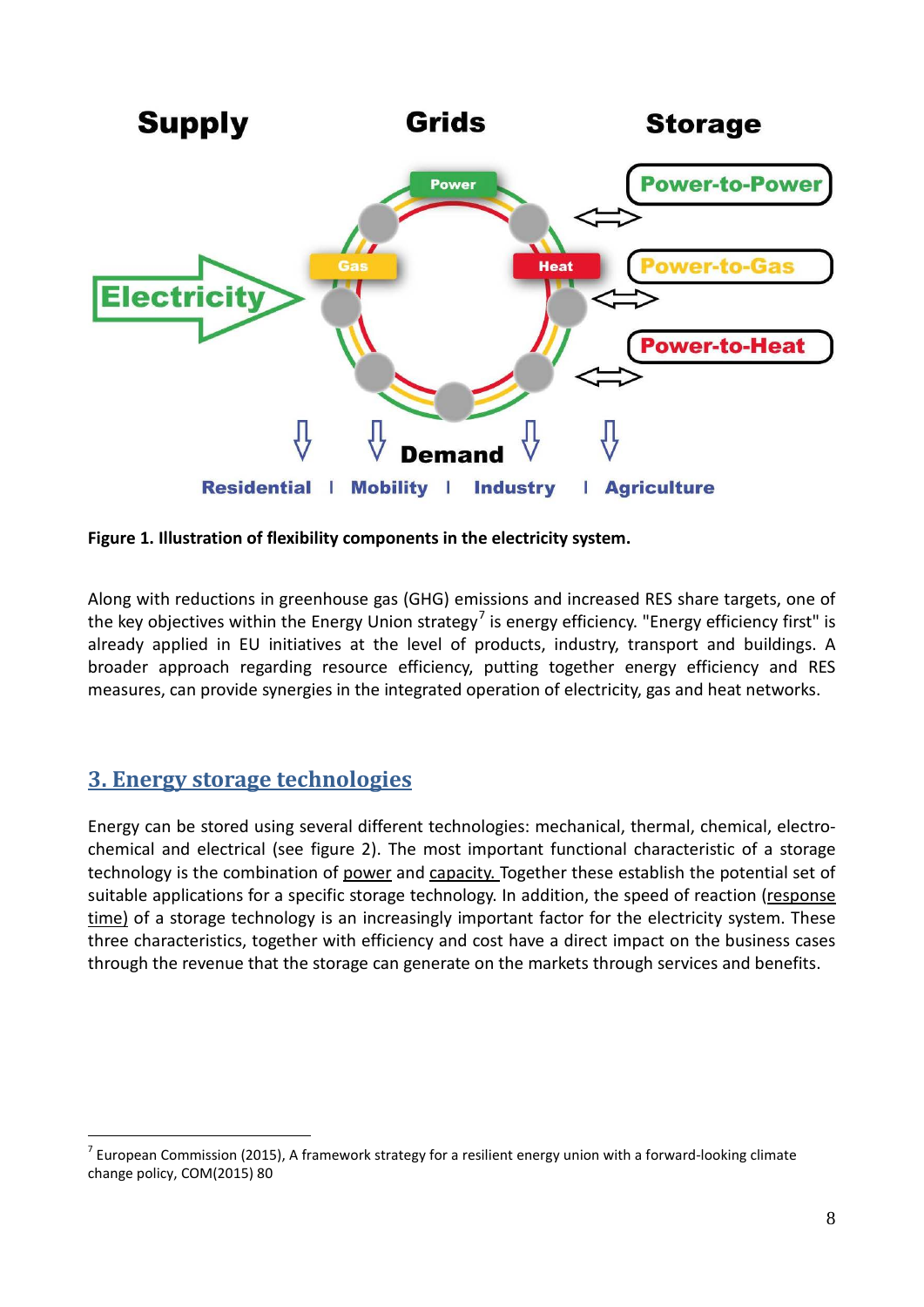Figure 1. **Illustration of flexibility components in the electricity system.**

Along with reductions in greenhouse gas (GHG) emissions and increased RES share targets, one of the key objectives within the Energy Union strategy[7] is energy efficiency. "Energy efficiency first" is already applied in EU initiatives at the level of products, industry, transport and buildings. A broader approach regarding resource efficiency, putting together energy efficiency and RES measures, can provide synergies in the integrated operation of electricity, gas and heat networks.

## 3. Energy storage technologies

Energy can be stored using several different technologies: mechanical, thermal, chemical, electro-chemical and electrical (see figure 2). The most important functional characteristic of a storage technology is the combination of power and capacity. Together these establish the potential set of suitable applications for a specific storage technology. In addition, the speed of reaction (response time) of a storage technology is an increasingly important factor for the electricity system. These three characteristics, together with efficiency and cost have a direct impact on the business cases through the revenue that the storage can generate on the markets through services and benefits.

[7] European Commission (2015), A framework strategy for a resilient energy union with a forward-looking climate change policy, COM(2015) 80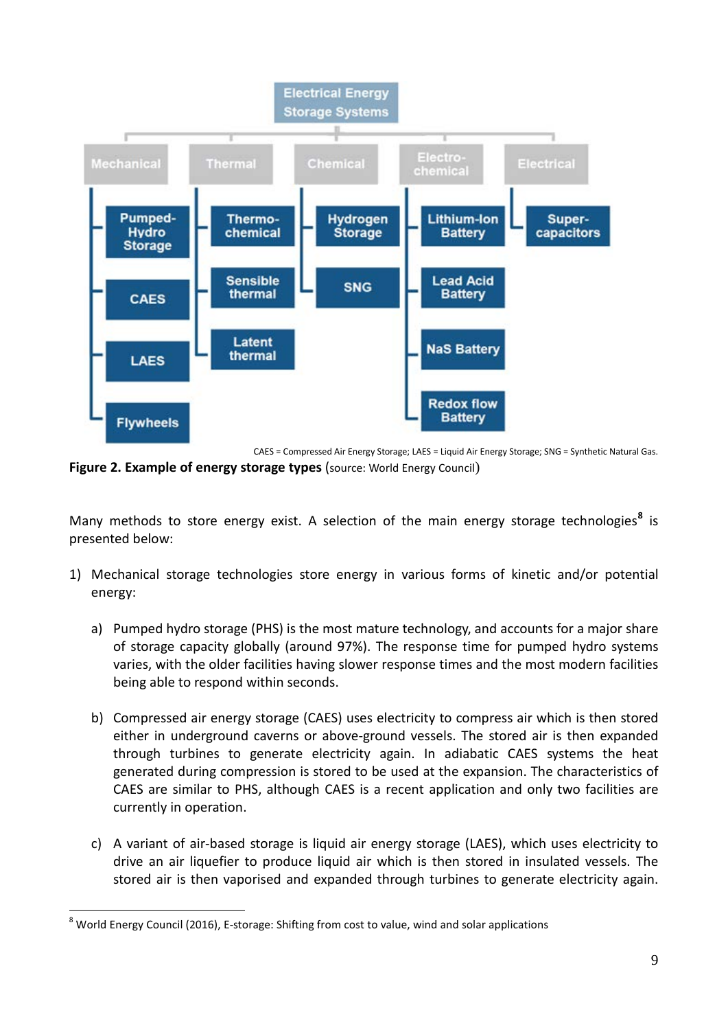CAES = Compressed Air Energy Storage; LAES = Liquid Air Energy Storage; SNG = Synthetic Natural Gas.

**Figure 2. Example of energy storage types** (source: World Energy Council)

Many methods to store energy exist. A selection of the main energy storage technologies[8] is presented below:

1) Mechanical storage technologies store energy in various forms of kinetic and/or potential energy:

   a) Pumped hydro storage (PHS) is the most mature technology, and accounts for a major share of storage capacity globally (around 97%). The response time for pumped hydro systems varies, with the older facilities having slower response times and the most modern facilities being able to respond within seconds.

   b) Compressed air energy storage (CAES) uses electricity to compress air which is then stored either in underground caverns or above-ground vessels. The stored air is then expanded through turbines to generate electricity again. In adiabatic CAES systems the heat generated during compression is stored to be used at the expansion. The characteristics of CAES are similar to PHS, although CAES is a recent application and only two facilities are currently in operation.

   c) A variant of air-based storage is liquid air energy storage (LAES), which uses electricity to drive an air liquefier to produce liquid air which is then stored in insulated vessels. The stored air is then vaporised and expanded through turbines to generate electricity again.

[8] World Energy Council (2016), E-storage: Shifting from cost to value, wind and solar applications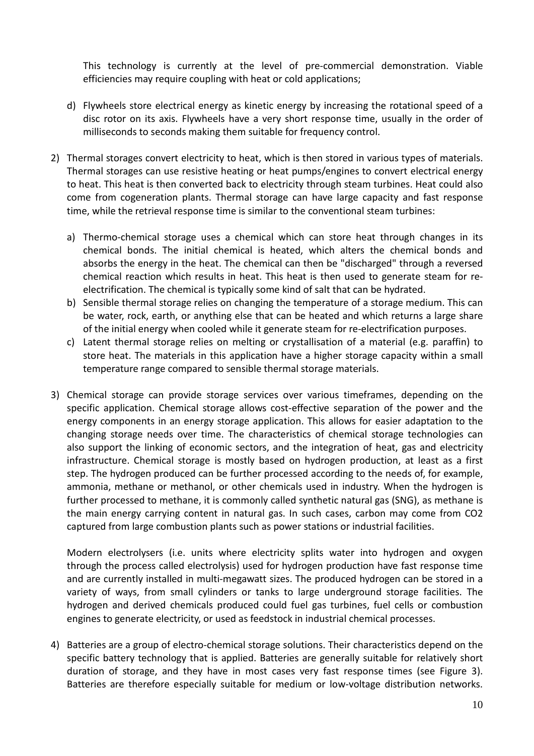This technology is currently at the level of pre-commercial demonstration. Viable efficiencies may require coupling with heat or cold applications;

d) Flywheels store electrical energy as kinetic energy by increasing the rotational speed of a disc rotor on its axis. Flywheels have a very short response time, usually in the order of milliseconds to seconds making them suitable for frequency control.

2) Thermal storages convert electricity to heat, which is then stored in various types of materials. Thermal storages can use resistive heating or heat pumps/engines to convert electrical energy to heat. This heat is then converted back to electricity through steam turbines. Heat could also come from cogeneration plants. Thermal storage can have large capacity and fast response time, while the retrieval response time is similar to the conventional steam turbines:

   a) Thermo-chemical storage uses a chemical which can store heat through changes in its chemical bonds. The initial chemical is heated, which alters the chemical bonds and absorbs the energy in the heat. The chemical can then be "discharged" through a reversed chemical reaction which results in heat. This heat is then used to generate steam for re-electrification. The chemical is typically some kind of salt that can be hydrated.
   b) Sensible thermal storage relies on changing the temperature of a storage medium. This can be water, rock, earth, or anything else that can be heated and which returns a large share of the initial energy when cooled while it generate steam for re-electrification purposes.
   c) Latent thermal storage relies on melting or crystallisation of a material (e.g. paraffin) to store heat. The materials in this application have a higher storage capacity within a small temperature range compared to sensible thermal storage materials.

3) Chemical storage can provide storage services over various timeframes, depending on the specific application. Chemical storage allows cost-effective separation of the power and the energy components in an energy storage application. This allows for easier adaptation to the changing storage needs over time. The characteristics of chemical storage technologies can also support the linking of economic sectors, and the integration of heat, gas and electricity infrastructure. Chemical storage is mostly based on hydrogen production, at least as a first step. The hydrogen produced can be further processed according to the needs of, for example, ammonia, methane or methanol, or other chemicals used in industry. When the hydrogen is further processed to methane, it is commonly called synthetic natural gas (SNG), as methane is the main energy carrying content in natural gas. In such cases, carbon may come from $CO_2$ captured from large combustion plants such as power stations or industrial facilities.

   Modern electrolysers (i.e. units where electricity splits water into hydrogen and oxygen through the process called electrolysis) used for hydrogen production have fast response time and are currently installed in multi-megawatt sizes. The produced hydrogen can be stored in a variety of ways, from small cylinders or tanks to large underground storage facilities. The hydrogen and derived chemicals produced could fuel gas turbines, fuel cells or combustion engines to generate electricity, or used as feedstock in industrial chemical processes.

4) Batteries are a group of electro-chemical storage solutions. Their characteristics depend on the specific battery technology that is applied. Batteries are generally suitable for relatively short duration of storage, and they have in most cases very fast response times (see Figure 3). Batteries are therefore especially suitable for medium or low-voltage distribution networks.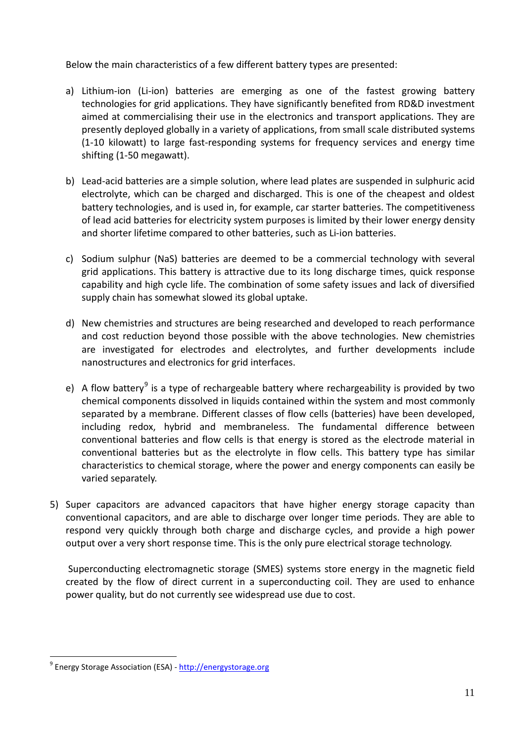Below the main characteristics of a few different battery types are presented:

a) Lithium-ion (Li-ion) batteries are emerging as one of the fastest growing battery technologies for grid applications. They have significantly benefited from RD&D investment aimed at commercialising their use in the electronics and transport applications. They are presently deployed globally in a variety of applications, from small scale distributed systems (1-10 kilowatt) to large fast-responding systems for frequency services and energy time shifting (1-50 megawatt).

b) Lead-acid batteries are a simple solution, where lead plates are suspended in sulphuric acid electrolyte, which can be charged and discharged. This is one of the cheapest and oldest battery technologies, and is used in, for example, car starter batteries. The competitiveness of lead acid batteries for electricity system purposes is limited by their lower energy density and shorter lifetime compared to other batteries, such as Li-ion batteries.

c) Sodium sulphur (NaS) batteries are deemed to be a commercial technology with several grid applications. This battery is attractive due to its long discharge times, quick response capability and high cycle life. The combination of some safety issues and lack of diversified supply chain has somewhat slowed its global uptake.

d) New chemistries and structures are being researched and developed to reach performance and cost reduction beyond those possible with the above technologies. New chemistries are investigated for electrodes and electrolytes, and further developments include nanostructures and electronics for grid interfaces.

e) A flow battery[9] is a type of rechargeable battery where rechargeability is provided by two chemical components dissolved in liquids contained within the system and most commonly separated by a membrane. Different classes of flow cells (batteries) have been developed, including redox, hybrid and membraneless. The fundamental difference between conventional batteries and flow cells is that energy is stored as the electrode material in conventional batteries but as the electrolyte in flow cells. This battery type has similar characteristics to chemical storage, where the power and energy components can easily be varied separately.

5) Super capacitors are advanced capacitors that have higher energy storage capacity than conventional capacitors, and are able to discharge over longer time periods. They are able to respond very quickly through both charge and discharge cycles, and provide a high power output over a very short response time. This is the only pure electrical storage technology.

Superconducting electromagnetic storage (SMES) systems store energy in the magnetic field created by the flow of direct current in a superconducting coil. They are used to enhance power quality, but do not currently see widespread use due to cost.

---

[9] Energy Storage Association (ESA) - http://energystorage.org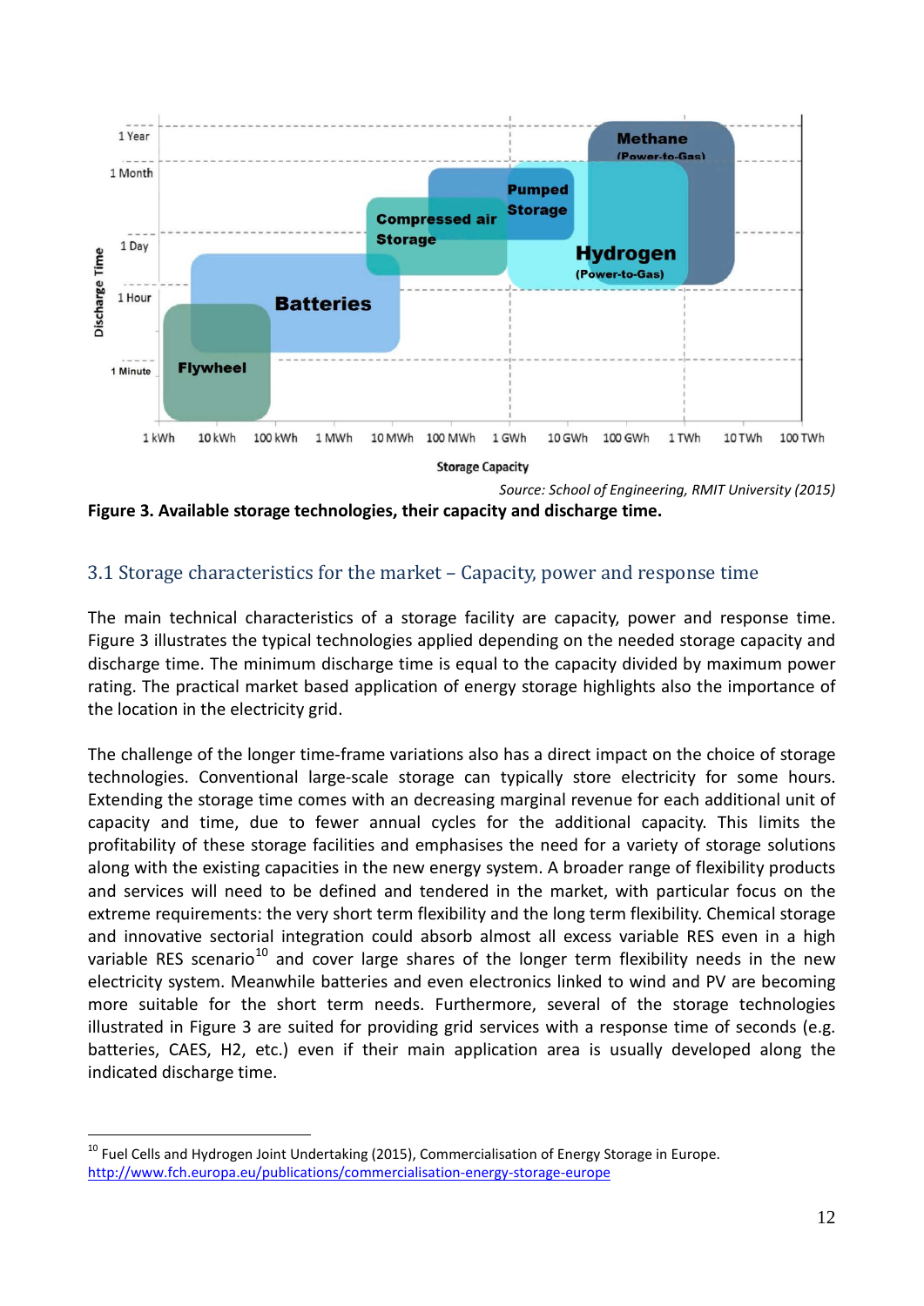Source: School of Engineering, RMIT University (2015)

**Figure 3. Available storage technologies, their capacity and discharge time.**

## 3.1 Storage characteristics for the market – Capacity, power and response time

The main technical characteristics of a storage facility are capacity, power and response time. Figure 3 illustrates the typical technologies applied depending on the needed storage capacity and discharge time. The minimum discharge time is equal to the capacity divided by maximum power rating. The practical market based application of energy storage highlights also the importance of the location in the electricity grid.

The challenge of the longer time-frame variations also has a direct impact on the choice of storage technologies. Conventional large-scale storage can typically store electricity for some hours. Extending the storage time comes with an decreasing marginal revenue for each additional unit of capacity and time, due to fewer annual cycles for the additional capacity. This limits the profitability of these storage facilities and emphasises the need for a variety of storage solutions along with the existing capacities in the new energy system. A broader range of flexibility products and services will need to be defined and tendered in the market, with particular focus on the extreme requirements: the very short term flexibility and the long term flexibility. Chemical storage and innovative sectorial integration could absorb almost all excess variable RES even in a high variable RES scenario[10] and cover large shares of the longer term flexibility needs in the new electricity system. Meanwhile batteries and even electronics linked to wind and PV are becoming more suitable for the short term needs. Furthermore, several of the storage technologies illustrated in Figure 3 are suited for providing grid services with a response time of seconds (e.g. batteries, CAES, H2, etc.) even if their main application area is usually developed along the indicated discharge time.

[10] Fuel Cells and Hydrogen Joint Undertaking (2015), Commercialisation of Energy Storage in Europe. http://www.fch.europa.eu/publications/commercialisation-energy-storage-europe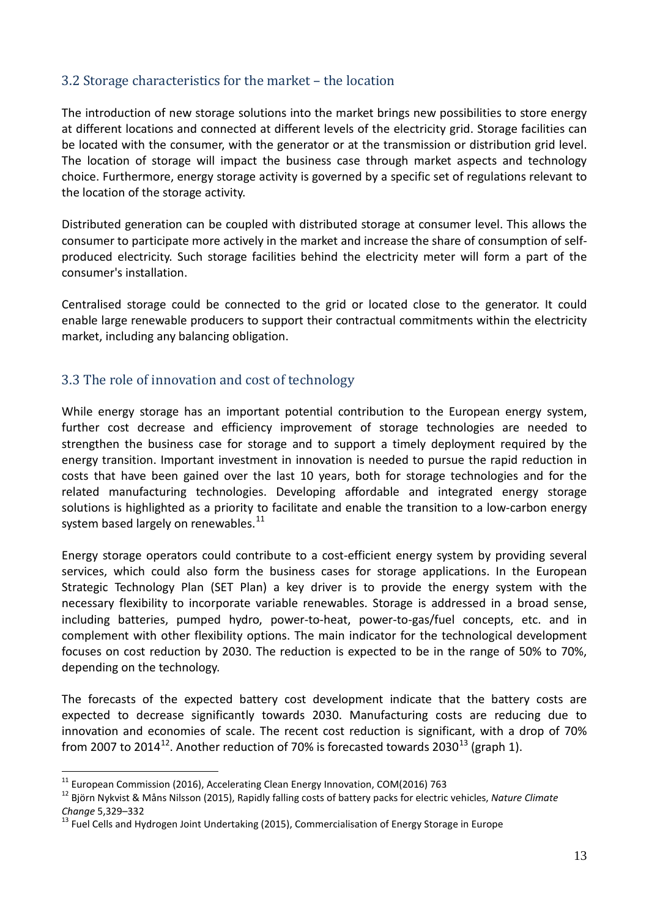## 3.2 Storage characteristics for the market – the location

The introduction of new storage solutions into the market brings new possibilities to store energy at different locations and connected at different levels of the electricity grid. Storage facilities can be located with the consumer, with the generator or at the transmission or distribution grid level. The location of storage will impact the business case through market aspects and technology choice. Furthermore, energy storage activity is governed by a specific set of regulations relevant to the location of the storage activity.

Distributed generation can be coupled with distributed storage at consumer level. This allows the consumer to participate more actively in the market and increase the share of consumption of self-produced electricity. Such storage facilities behind the electricity meter will form a part of the consumer's installation.

Centralised storage could be connected to the grid or located close to the generator. It could enable large renewable producers to support their contractual commitments within the electricity market, including any balancing obligation.

## 3.3 The role of innovation and cost of technology

While energy storage has an important potential contribution to the European energy system, further cost decrease and efficiency improvement of storage technologies are needed to strengthen the business case for storage and to support a timely deployment required by the energy transition. Important investment in innovation is needed to pursue the rapid reduction in costs that have been gained over the last 10 years, both for storage technologies and for the related manufacturing technologies. Developing affordable and integrated energy storage solutions is highlighted as a priority to facilitate and enable the transition to a low-carbon energy system based largely on renewables.[11]

Energy storage operators could contribute to a cost-efficient energy system by providing several services, which could also form the business cases for storage applications. In the European Strategic Technology Plan (SET Plan) a key driver is to provide the energy system with the necessary flexibility to incorporate variable renewables. Storage is addressed in a broad sense, including batteries, pumped hydro, power-to-heat, power-to-gas/fuel concepts, etc. and in complement with other flexibility options. The main indicator for the technological development focuses on cost reduction by 2030. The reduction is expected to be in the range of 50% to 70%, depending on the technology.

The forecasts of the expected battery cost development indicate that the battery costs are expected to decrease significantly towards 2030. Manufacturing costs are reducing due to innovation and economies of scale. The recent cost reduction is significant, with a drop of 70% from 2007 to 2014[12]. Another reduction of 70% is forecasted towards 2030[13] (graph 1).

---

[11] European Commission (2016), Accelerating Clean Energy Innovation, COM(2016) 763

[12] Björn Nykvist & Måns Nilsson (2015), Rapidly falling costs of battery packs for electric vehicles, *Nature Climate Change* 5,329–332

[13] Fuel Cells and Hydrogen Joint Undertaking (2015), Commercialisation of Energy Storage in Europe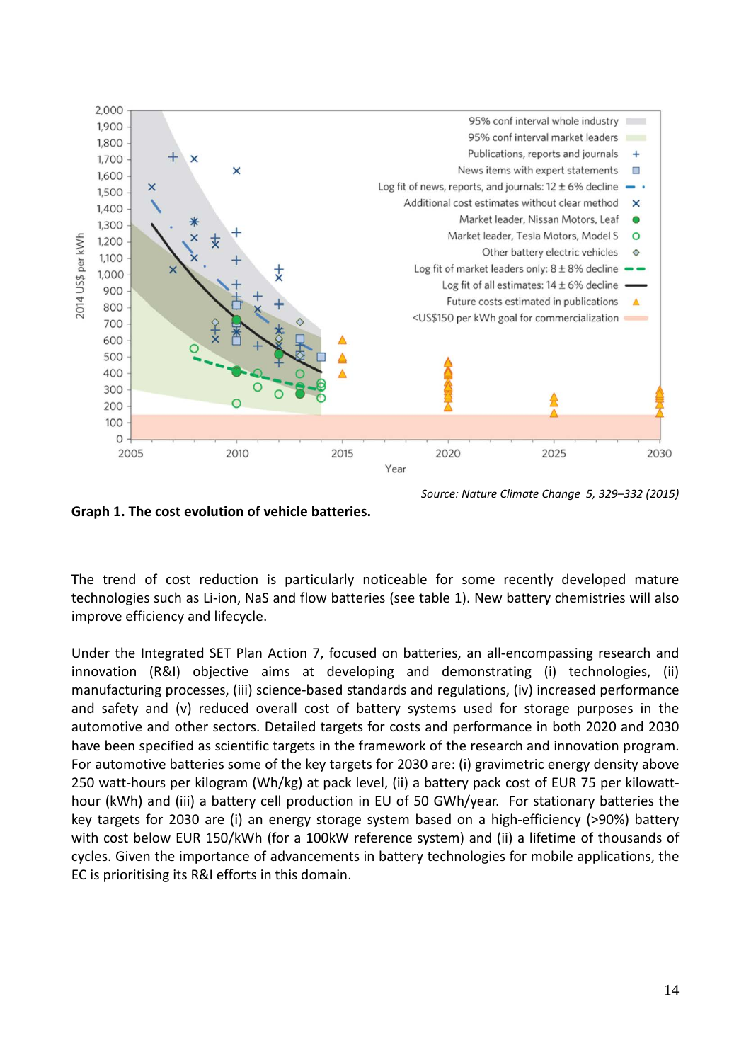Source: *Nature Climate Change 5, 329–332 (2015)*

**Graph 1. The cost evolution of vehicle batteries.**

The trend of cost reduction is particularly noticeable for some recently developed mature technologies such as Li-ion, NaS and flow batteries (see table 1). New battery chemistries will also improve efficiency and lifecycle.

Under the Integrated SET Plan Action 7, focused on batteries, an all-encompassing research and innovation (R&I) objective aims at developing and demonstrating (i) technologies, (ii) manufacturing processes, (iii) science-based standards and regulations, (iv) increased performance and safety and (v) reduced overall cost of battery systems used for storage purposes in the automotive and other sectors. Detailed targets for costs and performance in both 2020 and 2030 have been specified as scientific targets in the framework of the research and innovation program. For automotive batteries some of the key targets for 2030 are: (i) gravimetric energy density above 250 watt-hours per kilogram (Wh/kg) at pack level, (ii) a battery pack cost of EUR 75 per kilowatt-hour (kWh) and (iii) a battery cell production in EU of 50 GWh/year. For stationary batteries the key targets for 2030 are (i) an energy storage system based on a high-efficiency (>90%) battery with cost below EUR 150/kWh (for a 100kW reference system) and (ii) a lifetime of thousands of cycles. Given the importance of advancements in battery technologies for mobile applications, the EC is prioritising its R&I efforts in this domain.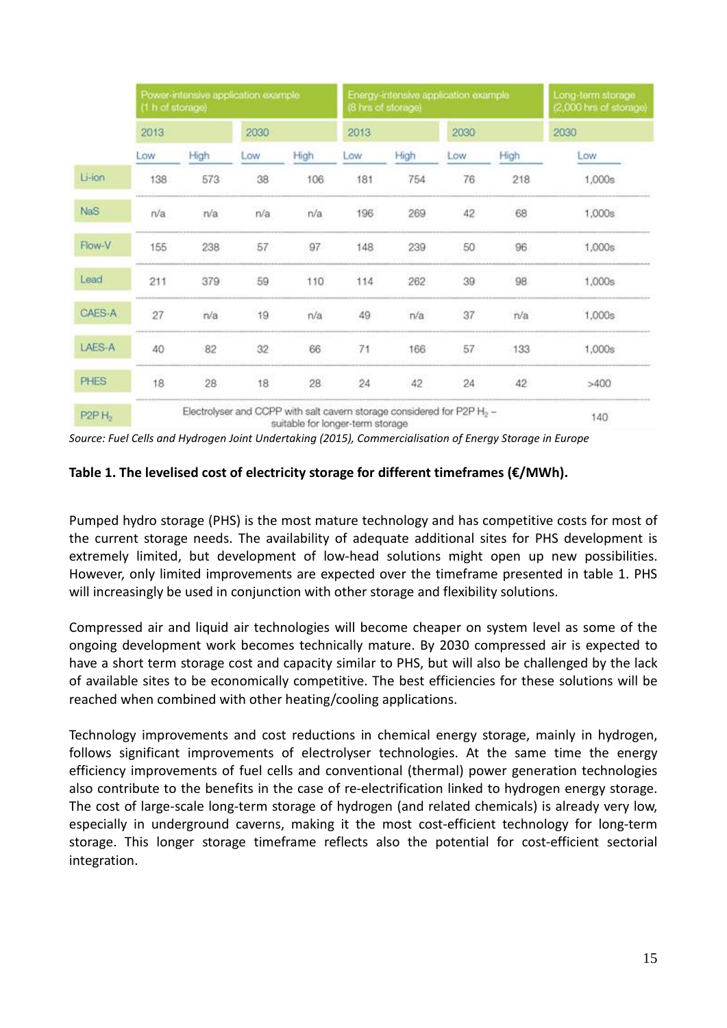| | Power-intensive application example (1 h of storage) | | | | Energy-intensive application example (8 hrs of storage) | | | | Long-term storage (2,000 hrs of storage) |
|---|---|---|---|---|---|---|---|---|---|
| | 2013 | | 2030 | | 2013 | | 2030 | | 2030 |
| | Low | High | Low | High | Low | High | Low | High | Low |
| Li-ion | 138 | 573 | 38 | 106 | 181 | 754 | 76 | 218 | 1,000s |
| NaS | n/a | n/a | n/a | n/a | 196 | 269 | 42 | 68 | 1,000s |
| Flow-V | 155 | 238 | 57 | 97 | 148 | 239 | 50 | 96 | 1,000s |
| Lead | 211 | 379 | 59 | 110 | 114 | 262 | 39 | 98 | 1,000s |
| CAES-A | 27 | n/a | 19 | n/a | 49 | n/a | 37 | n/a | 1,000s |
| LAES-A | 40 | 82 | 32 | 66 | 71 | 166 | 57 | 133 | 1,000s |
| PHES | 18 | 28 | 18 | 28 | 24 | 42 | 24 | 42 | >400 |
| P2P $H_2$ | Electrolyser and CCPP with salt cavern storage considered for P2P $H_2$ – suitable for longer-term storage | | | | | | | | 140 |

*Source: Fuel Cells and Hydrogen Joint Undertaking (2015), Commercialisation of Energy Storage in Europe*

**Table 1. The levelised cost of electricity storage for different timeframes (€/MWh).**

Pumped hydro storage (PHS) is the most mature technology and has competitive costs for most of the current storage needs. The availability of adequate additional sites for PHS development is extremely limited, but development of low-head solutions might open up new possibilities. However, only limited improvements are expected over the timeframe presented in table 1. PHS will increasingly be used in conjunction with other storage and flexibility solutions.

Compressed air and liquid air technologies will become cheaper on system level as some of the ongoing development work becomes technically mature. By 2030 compressed air is expected to have a short term storage cost and capacity similar to PHS, but will also be challenged by the lack of available sites to be economically competitive. The best efficiencies for these solutions will be reached when combined with other heating/cooling applications.

Technology improvements and cost reductions in chemical energy storage, mainly in hydrogen, follows significant improvements of electrolyser technologies. At the same time the energy efficiency improvements of fuel cells and conventional (thermal) power generation technologies also contribute to the benefits in the case of re-electrification linked to hydrogen energy storage. The cost of large-scale long-term storage of hydrogen (and related chemicals) is already very low, especially in underground caverns, making it the most cost-efficient technology for long-term storage. This longer storage timeframe reflects also the potential for cost-efficient sectorial integration.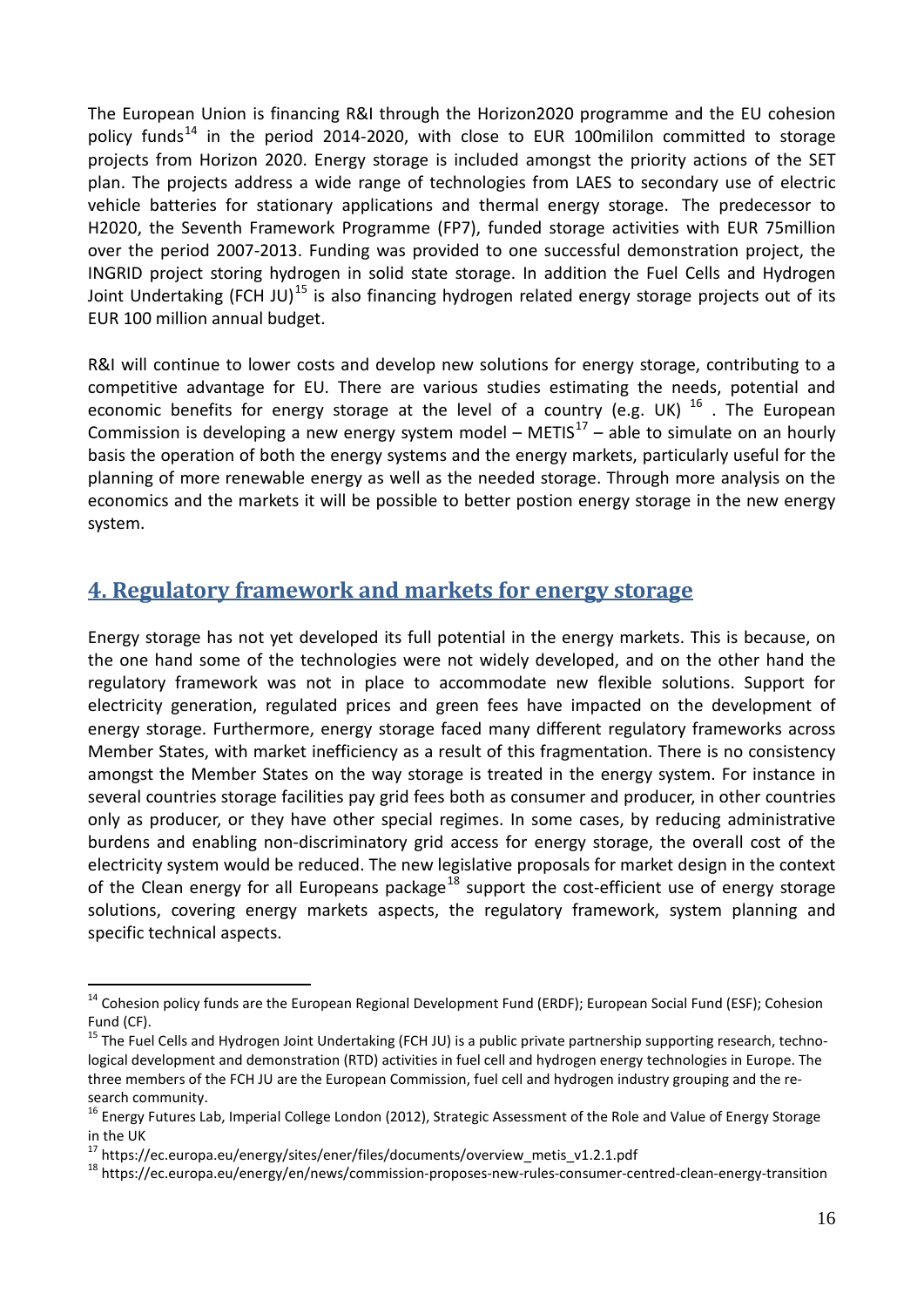The European Union is financing R&I through the Horizon2020 programme and the EU cohesion policy funds[14] in the period 2014-2020, with close to EUR 100mililon committed to storage projects from Horizon 2020. Energy storage is included amongst the priority actions of the SET plan. The projects address a wide range of technologies from LAES to secondary use of electric vehicle batteries for stationary applications and thermal energy storage. The predecessor to H2020, the Seventh Framework Programme (FP7), funded storage activities with EUR 75million over the period 2007-2013. Funding was provided to one successful demonstration project, the INGRID project storing hydrogen in solid state storage. In addition the Fuel Cells and Hydrogen Joint Undertaking (FCH JU)[15] is also financing hydrogen related energy storage projects out of its EUR 100 million annual budget.

R&I will continue to lower costs and develop new solutions for energy storage, contributing to a competitive advantage for EU. There are various studies estimating the needs, potential and economic benefits for energy storage at the level of a country (e.g. UK) [16] . The European Commission is developing a new energy system model – METIS[17] – able to simulate on an hourly basis the operation of both the energy systems and the energy markets, particularly useful for the planning of more renewable energy as well as the needed storage. Through more analysis on the economics and the markets it will be possible to better postion energy storage in the new energy system.

## 4. Regulatory framework and markets for energy storage

Energy storage has not yet developed its full potential in the energy markets. This is because, on the one hand some of the technologies were not widely developed, and on the other hand the regulatory framework was not in place to accommodate new flexible solutions. Support for electricity generation, regulated prices and green fees have impacted on the development of energy storage. Furthermore, energy storage faced many different regulatory frameworks across Member States, with market inefficiency as a result of this fragmentation. There is no consistency amongst the Member States on the way storage is treated in the energy system. For instance in several countries storage facilities pay grid fees both as consumer and producer, in other countries only as producer, or they have other special regimes. In some cases, by reducing administrative burdens and enabling non-discriminatory grid access for energy storage, the overall cost of the electricity system would be reduced. The new legislative proposals for market design in the context of the Clean energy for all Europeans package[18] support the cost-efficient use of energy storage solutions, covering energy markets aspects, the regulatory framework, system planning and specific technical aspects.

---

[14] Cohesion policy funds are the European Regional Development Fund (ERDF); European Social Fund (ESF); Cohesion Fund (CF).

[15] The Fuel Cells and Hydrogen Joint Undertaking (FCH JU) is a public private partnership supporting research, technological development and demonstration (RTD) activities in fuel cell and hydrogen energy technologies in Europe. The three members of the FCH JU are the European Commission, fuel cell and hydrogen industry grouping and the research community.

[16] Energy Futures Lab, Imperial College London (2012), Strategic Assessment of the Role and Value of Energy Storage in the UK

[17] https://ec.europa.eu/energy/sites/ener/files/documents/overview_metis_v1.2.1.pdf

[18] https://ec.europa.eu/energy/en/news/commission-proposes-new-rules-consumer-centred-clean-energy-transition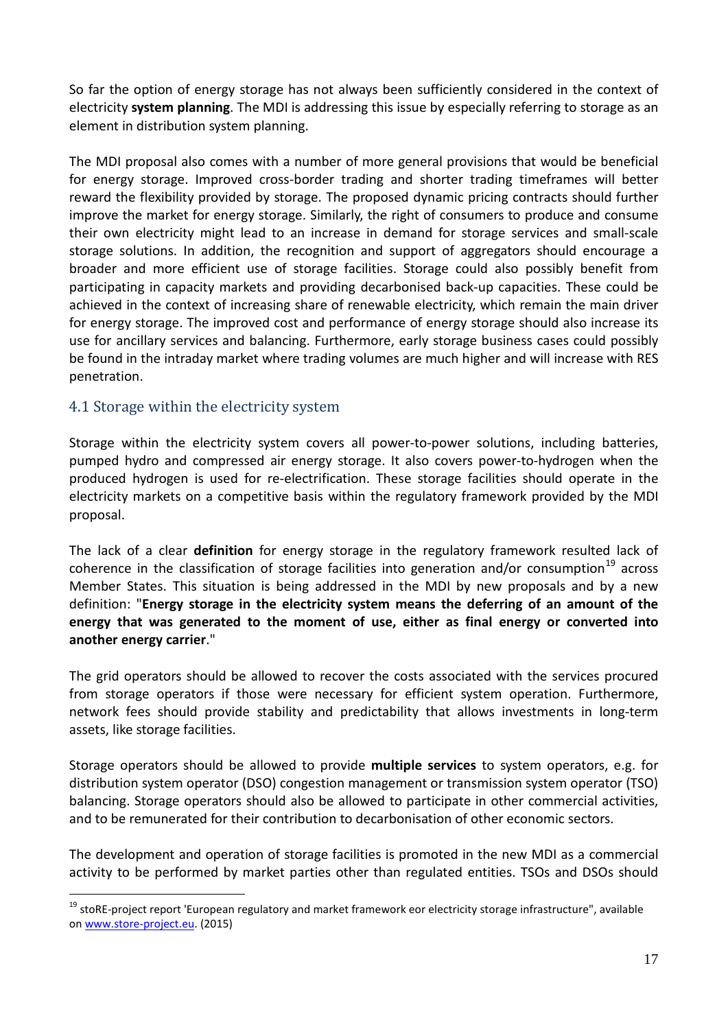So far the option of energy storage has not always been sufficiently considered in the context of electricity **system planning**. The MDI is addressing this issue by especially referring to storage as an element in distribution system planning.

The MDI proposal also comes with a number of more general provisions that would be beneficial for energy storage. Improved cross-border trading and shorter trading timeframes will better reward the flexibility provided by storage. The proposed dynamic pricing contracts should further improve the market for energy storage. Similarly, the right of consumers to produce and consume their own electricity might lead to an increase in demand for storage services and small-scale storage solutions. In addition, the recognition and support of aggregators should encourage a broader and more efficient use of storage facilities. Storage could also possibly benefit from participating in capacity markets and providing decarbonised back-up capacities. These could be achieved in the context of increasing share of renewable electricity, which remain the main driver for energy storage. The improved cost and performance of energy storage should also increase its use for ancillary services and balancing. Furthermore, early storage business cases could possibly be found in the intraday market where trading volumes are much higher and will increase with RES penetration.

## 4.1 Storage within the electricity system

Storage within the electricity system covers all power-to-power solutions, including batteries, pumped hydro and compressed air energy storage. It also covers power-to-hydrogen when the produced hydrogen is used for re-electrification. These storage facilities should operate in the electricity markets on a competitive basis within the regulatory framework provided by the MDI proposal.

The lack of a clear **definition** for energy storage in the regulatory framework resulted lack of coherence in the classification of storage facilities into generation and/or consumption[19] across Member States. This situation is being addressed in the MDI by new proposals and by a new definition: "**Energy storage in the electricity system means the deferring of an amount of the energy that was generated to the moment of use, either as final energy or converted into another energy carrier**."

The grid operators should be allowed to recover the costs associated with the services procured from storage operators if those were necessary for efficient system operation. Furthermore, network fees should provide stability and predictability that allows investments in long-term assets, like storage facilities.

Storage operators should be allowed to provide **multiple services** to system operators, e.g. for distribution system operator (DSO) congestion management or transmission system operator (TSO) balancing. Storage operators should also be allowed to participate in other commercial activities, and to be remunerated for their contribution to decarbonisation of other economic sectors.

The development and operation of storage facilities is promoted in the new MDI as a commercial activity to be performed by market parties other than regulated entities. TSOs and DSOs should

[19] stoRE-project report 'European regulatory and market framework eor electricity storage infrastructure", available on www.store-project.eu. (2015)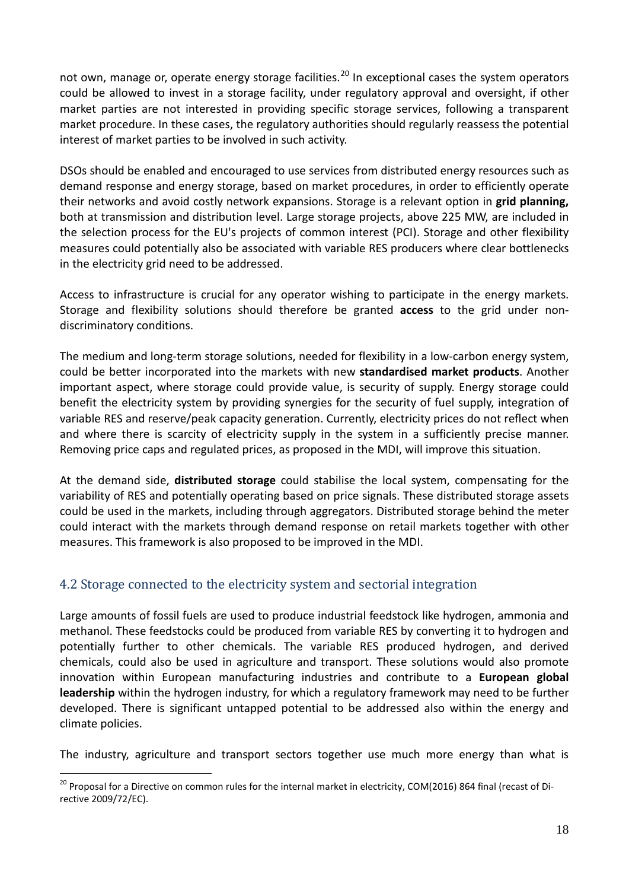not own, manage or, operate energy storage facilities.[20] In exceptional cases the system operators could be allowed to invest in a storage facility, under regulatory approval and oversight, if other market parties are not interested in providing specific storage services, following a transparent market procedure. In these cases, the regulatory authorities should regularly reassess the potential interest of market parties to be involved in such activity.

DSOs should be enabled and encouraged to use services from distributed energy resources such as demand response and energy storage, based on market procedures, in order to efficiently operate their networks and avoid costly network expansions. Storage is a relevant option in **grid planning,** both at transmission and distribution level. Large storage projects, above 225 MW, are included in the selection process for the EU's projects of common interest (PCI). Storage and other flexibility measures could potentially also be associated with variable RES producers where clear bottlenecks in the electricity grid need to be addressed.

Access to infrastructure is crucial for any operator wishing to participate in the energy markets. Storage and flexibility solutions should therefore be granted **access** to the grid under non-discriminatory conditions.

The medium and long-term storage solutions, needed for flexibility in a low-carbon energy system, could be better incorporated into the markets with new **standardised market products**. Another important aspect, where storage could provide value, is security of supply. Energy storage could benefit the electricity system by providing synergies for the security of fuel supply, integration of variable RES and reserve/peak capacity generation. Currently, electricity prices do not reflect when and where there is scarcity of electricity supply in the system in a sufficiently precise manner. Removing price caps and regulated prices, as proposed in the MDI, will improve this situation.

At the demand side, **distributed storage** could stabilise the local system, compensating for the variability of RES and potentially operating based on price signals. These distributed storage assets could be used in the markets, including through aggregators. Distributed storage behind the meter could interact with the markets through demand response on retail markets together with other measures. This framework is also proposed to be improved in the MDI.

## 4.2 Storage connected to the electricity system and sectorial integration

Large amounts of fossil fuels are used to produce industrial feedstock like hydrogen, ammonia and methanol. These feedstocks could be produced from variable RES by converting it to hydrogen and potentially further to other chemicals. The variable RES produced hydrogen, and derived chemicals, could also be used in agriculture and transport. These solutions would also promote innovation within European manufacturing industries and contribute to a **European global leadership** within the hydrogen industry, for which a regulatory framework may need to be further developed. There is significant untapped potential to be addressed also within the energy and climate policies.

The industry, agriculture and transport sectors together use much more energy than what is

---

[20] Proposal for a Directive on common rules for the internal market in electricity, COM(2016) 864 final (recast of Directive 2009/72/EC).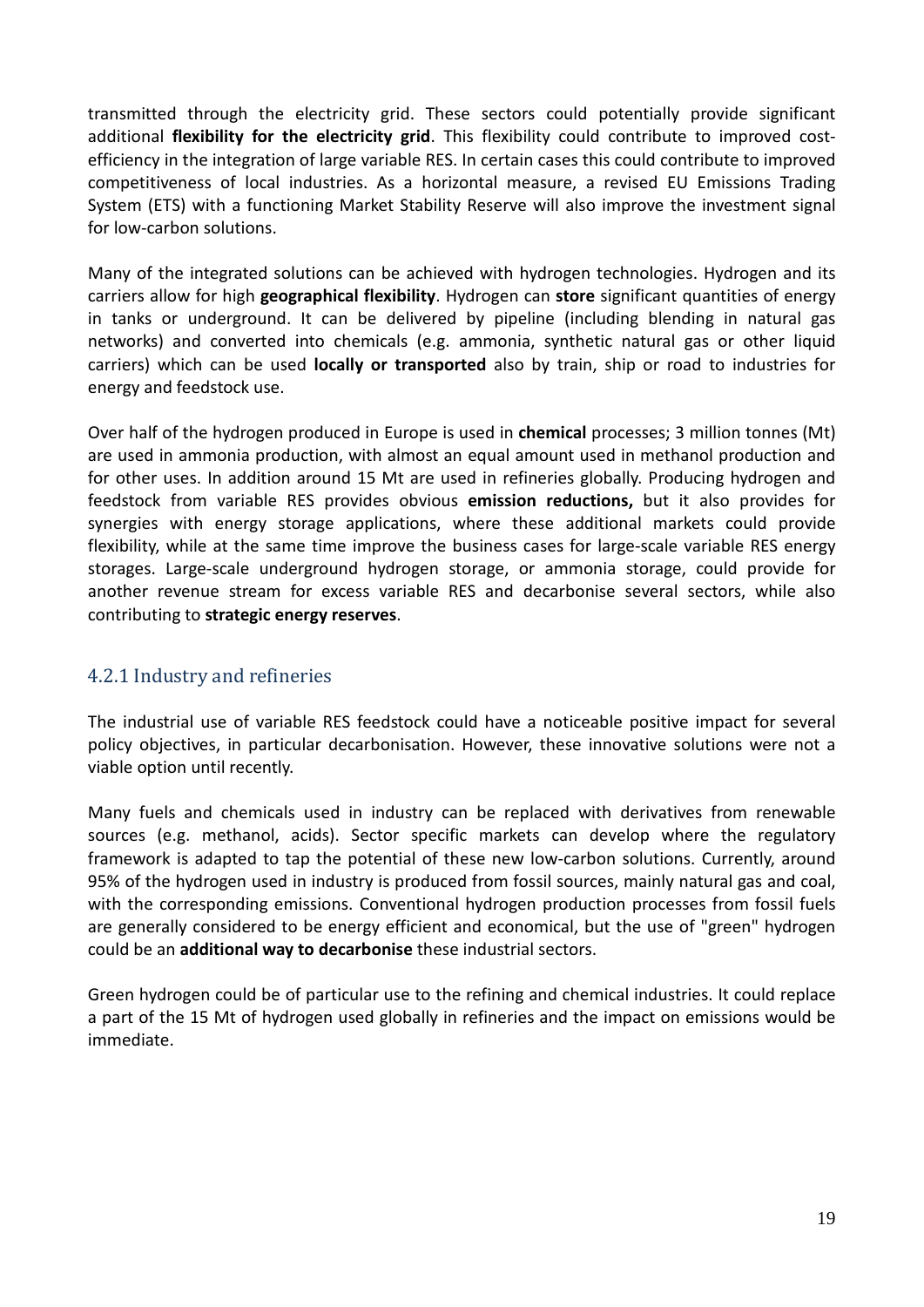transmitted through the electricity grid. These sectors could potentially provide significant additional **flexibility for the electricity grid**. This flexibility could contribute to improved cost-efficiency in the integration of large variable RES. In certain cases this could contribute to improved competitiveness of local industries. As a horizontal measure, a revised EU Emissions Trading System (ETS) with a functioning Market Stability Reserve will also improve the investment signal for low-carbon solutions.

Many of the integrated solutions can be achieved with hydrogen technologies. Hydrogen and its carriers allow for high **geographical flexibility**. Hydrogen can **store** significant quantities of energy in tanks or underground. It can be delivered by pipeline (including blending in natural gas networks) and converted into chemicals (e.g. ammonia, synthetic natural gas or other liquid carriers) which can be used **locally or transported** also by train, ship or road to industries for energy and feedstock use.

Over half of the hydrogen produced in Europe is used in **chemical** processes; 3 million tonnes (Mt) are used in ammonia production, with almost an equal amount used in methanol production and for other uses. In addition around 15 Mt are used in refineries globally. Producing hydrogen and feedstock from variable RES provides obvious **emission reductions,** but it also provides for synergies with energy storage applications, where these additional markets could provide flexibility, while at the same time improve the business cases for large-scale variable RES energy storages. Large-scale underground hydrogen storage, or ammonia storage, could provide for another revenue stream for excess variable RES and decarbonise several sectors, while also contributing to **strategic energy reserves**.

### 4.2.1 Industry and refineries

The industrial use of variable RES feedstock could have a noticeable positive impact for several policy objectives, in particular decarbonisation. However, these innovative solutions were not a viable option until recently.

Many fuels and chemicals used in industry can be replaced with derivatives from renewable sources (e.g. methanol, acids). Sector specific markets can develop where the regulatory framework is adapted to tap the potential of these new low-carbon solutions. Currently, around 95% of the hydrogen used in industry is produced from fossil sources, mainly natural gas and coal, with the corresponding emissions. Conventional hydrogen production processes from fossil fuels are generally considered to be energy efficient and economical, but the use of "green" hydrogen could be an **additional way to decarbonise** these industrial sectors.

Green hydrogen could be of particular use to the refining and chemical industries. It could replace a part of the 15 Mt of hydrogen used globally in refineries and the impact on emissions would be immediate.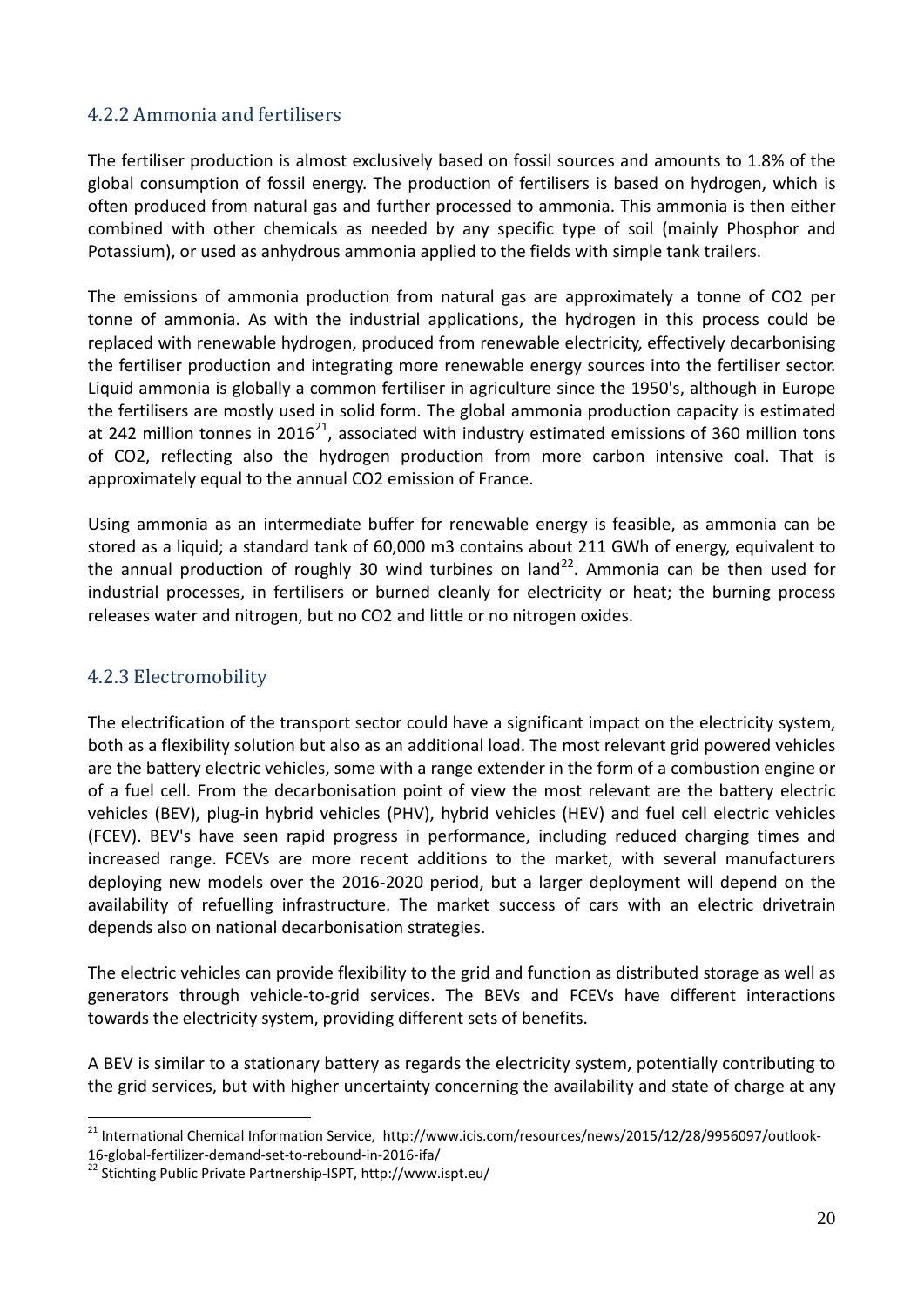### 4.2.2 Ammonia and fertilisers

The fertiliser production is almost exclusively based on fossil sources and amounts to 1.8% of the global consumption of fossil energy. The production of fertilisers is based on hydrogen, which is often produced from natural gas and further processed to ammonia. This ammonia is then either combined with other chemicals as needed by any specific type of soil (mainly Phosphor and Potassium), or used as anhydrous ammonia applied to the fields with simple tank trailers.

The emissions of ammonia production from natural gas are approximately a tonne of $CO_2$ per tonne of ammonia. As with the industrial applications, the hydrogen in this process could be replaced with renewable hydrogen, produced from renewable electricity, effectively decarbonising the fertiliser production and integrating more renewable energy sources into the fertiliser sector. Liquid ammonia is globally a common fertiliser in agriculture since the 1950's, although in Europe the fertilisers are mostly used in solid form. The global ammonia production capacity is estimated at 242 million tonnes in 2016[21], associated with industry estimated emissions of 360 million tons of $CO_2$, reflecting also the hydrogen production from more carbon intensive coal. That is approximately equal to the annual $CO_2$ emission of France.

Using ammonia as an intermediate buffer for renewable energy is feasible, as ammonia can be stored as a liquid; a standard tank of 60,000 m3 contains about 211 GWh of energy, equivalent to the annual production of roughly 30 wind turbines on land[22]. Ammonia can be then used for industrial processes, in fertilisers or burned cleanly for electricity or heat; the burning process releases water and nitrogen, but no $CO_2$ and little or no nitrogen oxides.

### 4.2.3 Electromobility

The electrification of the transport sector could have a significant impact on the electricity system, both as a flexibility solution but also as an additional load. The most relevant grid powered vehicles are the battery electric vehicles, some with a range extender in the form of a combustion engine or of a fuel cell. From the decarbonisation point of view the most relevant are the battery electric vehicles (BEV), plug-in hybrid vehicles (PHV), hybrid vehicles (HEV) and fuel cell electric vehicles (FCEV). BEV's have seen rapid progress in performance, including reduced charging times and increased range. FCEVs are more recent additions to the market, with several manufacturers deploying new models over the 2016-2020 period, but a larger deployment will depend on the availability of refuelling infrastructure. The market success of cars with an electric drivetrain depends also on national decarbonisation strategies.

The electric vehicles can provide flexibility to the grid and function as distributed storage as well as generators through vehicle-to-grid services. The BEVs and FCEVs have different interactions towards the electricity system, providing different sets of benefits.

A BEV is similar to a stationary battery as regards the electricity system, potentially contributing to the grid services, but with higher uncertainty concerning the availability and state of charge at any

---

[21] International Chemical Information Service, http://www.icis.com/resources/news/2015/12/28/9956097/outlook-16-global-fertilizer-demand-set-to-rebound-in-2016-ifa/

[22] Stichting Public Private Partnership-ISPT, http://www.ispt.eu/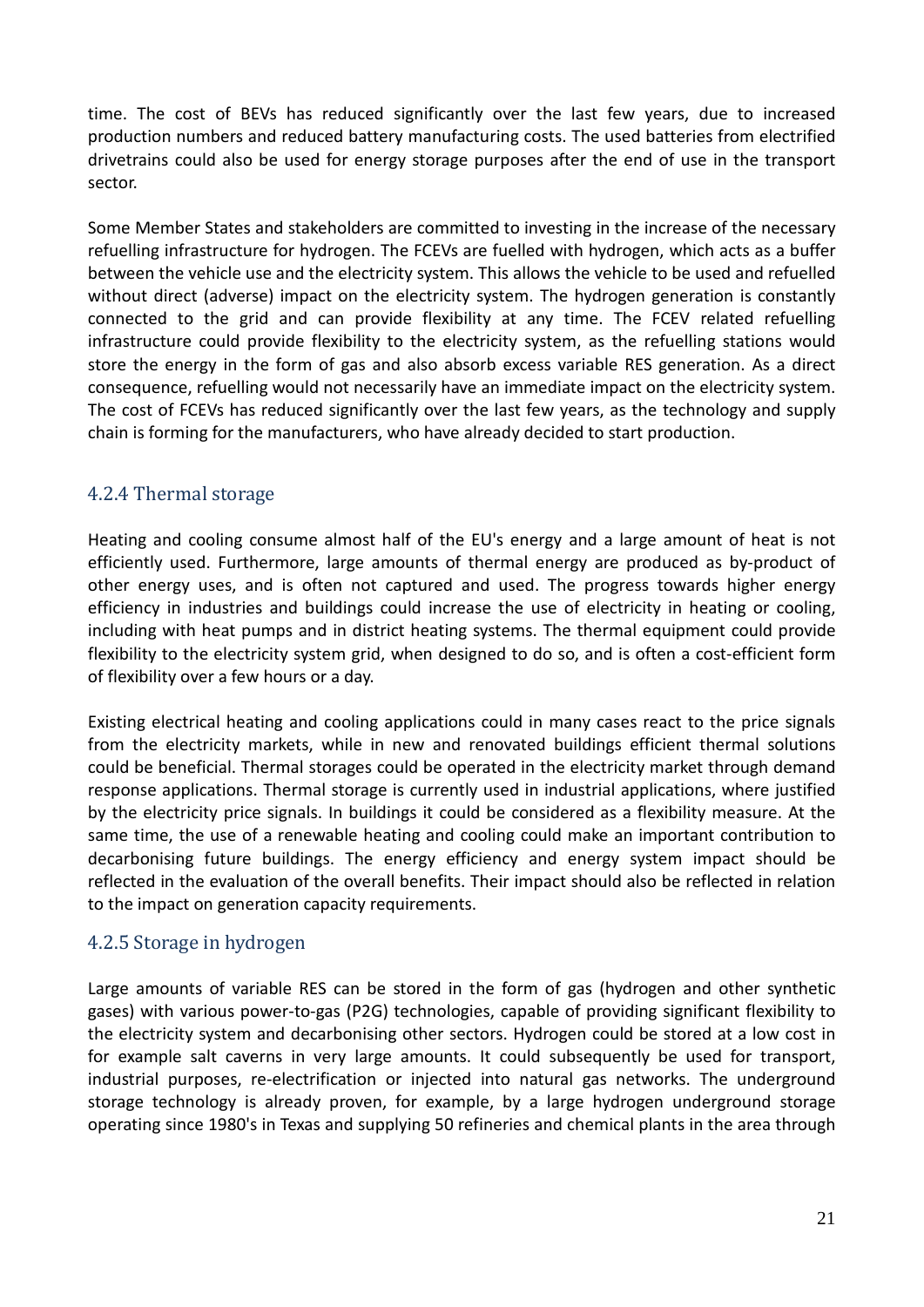time. The cost of BEVs has reduced significantly over the last few years, due to increased production numbers and reduced battery manufacturing costs. The used batteries from electrified drivetrains could also be used for energy storage purposes after the end of use in the transport sector.

Some Member States and stakeholders are committed to investing in the increase of the necessary refuelling infrastructure for hydrogen. The FCEVs are fuelled with hydrogen, which acts as a buffer between the vehicle use and the electricity system. This allows the vehicle to be used and refuelled without direct (adverse) impact on the electricity system. The hydrogen generation is constantly connected to the grid and can provide flexibility at any time. The FCEV related refuelling infrastructure could provide flexibility to the electricity system, as the refuelling stations would store the energy in the form of gas and also absorb excess variable RES generation. As a direct consequence, refuelling would not necessarily have an immediate impact on the electricity system. The cost of FCEVs has reduced significantly over the last few years, as the technology and supply chain is forming for the manufacturers, who have already decided to start production.

### 4.2.4 Thermal storage

Heating and cooling consume almost half of the EU's energy and a large amount of heat is not efficiently used. Furthermore, large amounts of thermal energy are produced as by-product of other energy uses, and is often not captured and used. The progress towards higher energy efficiency in industries and buildings could increase the use of electricity in heating or cooling, including with heat pumps and in district heating systems. The thermal equipment could provide flexibility to the electricity system grid, when designed to do so, and is often a cost-efficient form of flexibility over a few hours or a day.

Existing electrical heating and cooling applications could in many cases react to the price signals from the electricity markets, while in new and renovated buildings efficient thermal solutions could be beneficial. Thermal storages could be operated in the electricity market through demand response applications. Thermal storage is currently used in industrial applications, where justified by the electricity price signals. In buildings it could be considered as a flexibility measure. At the same time, the use of a renewable heating and cooling could make an important contribution to decarbonising future buildings. The energy efficiency and energy system impact should be reflected in the evaluation of the overall benefits. Their impact should also be reflected in relation to the impact on generation capacity requirements.

### 4.2.5 Storage in hydrogen

Large amounts of variable RES can be stored in the form of gas (hydrogen and other synthetic gases) with various power-to-gas (P2G) technologies, capable of providing significant flexibility to the electricity system and decarbonising other sectors. Hydrogen could be stored at a low cost in for example salt caverns in very large amounts. It could subsequently be used for transport, industrial purposes, re-electrification or injected into natural gas networks. The underground storage technology is already proven, for example, by a large hydrogen underground storage operating since 1980's in Texas and supplying 50 refineries and chemical plants in the area through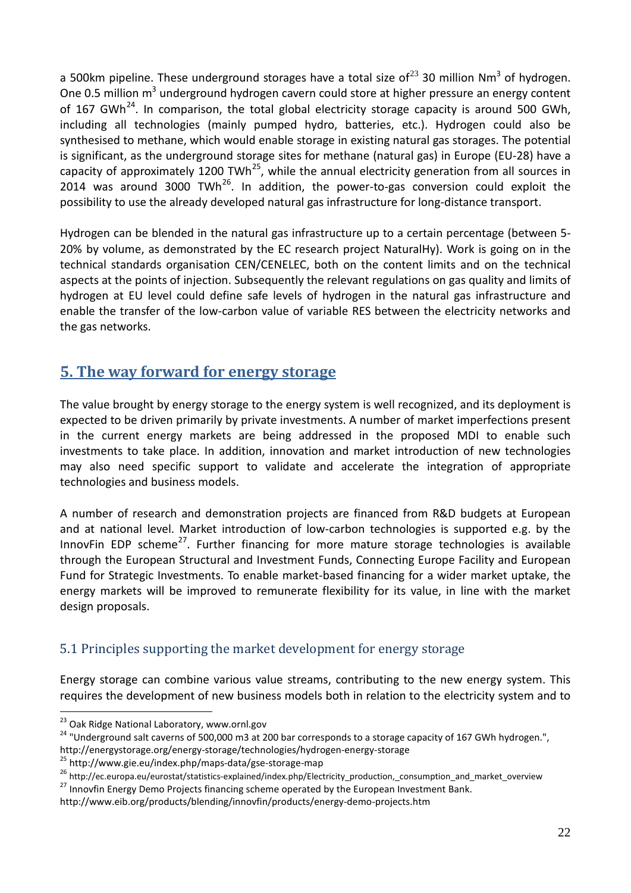a 500km pipeline. These underground storages have a total size of[23] 30 million $Nm^3$ of hydrogen. One 0.5 million $m^3$ underground hydrogen cavern could store at higher pressure an energy content of 167 GWh[24]. In comparison, the total global electricity storage capacity is around 500 GWh, including all technologies (mainly pumped hydro, batteries, etc.). Hydrogen could also be synthesised to methane, which would enable storage in existing natural gas storages. The potential is significant, as the underground storage sites for methane (natural gas) in Europe (EU-28) have a capacity of approximately 1200 TWh[25], while the annual electricity generation from all sources in 2014 was around 3000 TWh[26]. In addition, the power-to-gas conversion could exploit the possibility to use the already developed natural gas infrastructure for long-distance transport.

Hydrogen can be blended in the natural gas infrastructure up to a certain percentage (between 5-20% by volume, as demonstrated by the EC research project NaturalHy). Work is going on in the technical standards organisation CEN/CENELEC, both on the content limits and on the technical aspects at the points of injection. Subsequently the relevant regulations on gas quality and limits of hydrogen at EU level could define safe levels of hydrogen in the natural gas infrastructure and enable the transfer of the low-carbon value of variable RES between the electricity networks and the gas networks.

## 5. The way forward for energy storage

The value brought by energy storage to the energy system is well recognized, and its deployment is expected to be driven primarily by private investments. A number of market imperfections present in the current energy markets are being addressed in the proposed MDI to enable such investments to take place. In addition, innovation and market introduction of new technologies may also need specific support to validate and accelerate the integration of appropriate technologies and business models.

A number of research and demonstration projects are financed from R&D budgets at European and at national level. Market introduction of low-carbon technologies is supported e.g. by the InnovFin EDP scheme[27]. Further financing for more mature storage technologies is available through the European Structural and Investment Funds, Connecting Europe Facility and European Fund for Strategic Investments. To enable market-based financing for a wider market uptake, the energy markets will be improved to remunerate flexibility for its value, in line with the market design proposals.

### 5.1 Principles supporting the market development for energy storage

Energy storage can combine various value streams, contributing to the new energy system. This requires the development of new business models both in relation to the electricity system and to

---

[23] Oak Ridge National Laboratory, www.ornl.gov

[24] "Underground salt caverns of 500,000 m3 at 200 bar corresponds to a storage capacity of 167 GWh hydrogen.", http://energystorage.org/energy-storage/technologies/hydrogen-energy-storage

[25] http://www.gie.eu/index.php/maps-data/gse-storage-map

[26] http://ec.europa.eu/eurostat/statistics-explained/index.php/Electricity_production,_consumption_and_market_overview

[27] Innovfin Energy Demo Projects financing scheme operated by the European Investment Bank. http://www.eib.org/products/blending/innovfin/products/energy-demo-projects.htm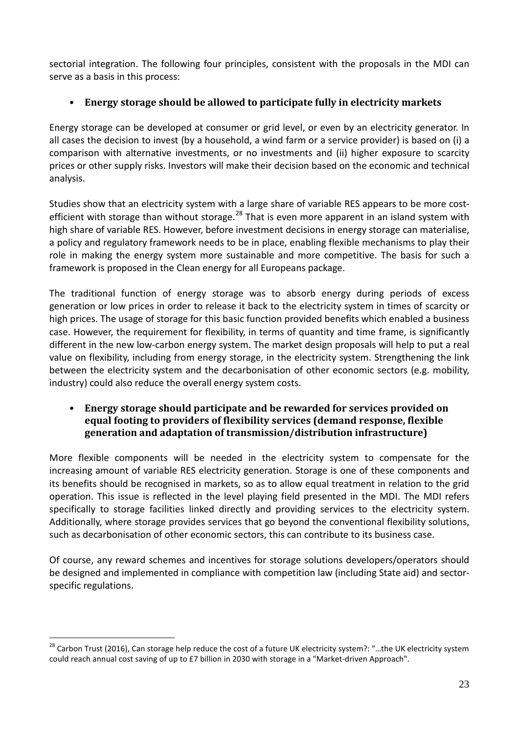sectorial integration. The following four principles, consistent with the proposals in the MDI can serve as a basis in this process:

- **Energy storage should be allowed to participate fully in electricity markets**

Energy storage can be developed at consumer or grid level, or even by an electricity generator. In all cases the decision to invest (by a household, a wind farm or a service provider) is based on (i) a comparison with alternative investments, or no investments and (ii) higher exposure to scarcity prices or other supply risks. Investors will make their decision based on the economic and technical analysis.

Studies show that an electricity system with a large share of variable RES appears to be more cost-efficient with storage than without storage.[28] That is even more apparent in an island system with high share of variable RES. However, before investment decisions in energy storage can materialise, a policy and regulatory framework needs to be in place, enabling flexible mechanisms to play their role in making the energy system more sustainable and more competitive. The basis for such a framework is proposed in the Clean energy for all Europeans package.

The traditional function of energy storage was to absorb energy during periods of excess generation or low prices in order to release it back to the electricity system in times of scarcity or high prices. The usage of storage for this basic function provided benefits which enabled a business case. However, the requirement for flexibility, in terms of quantity and time frame, is significantly different in the new low-carbon energy system. The market design proposals will help to put a real value on flexibility, including from energy storage, in the electricity system. Strengthening the link between the electricity system and the decarbonisation of other economic sectors (e.g. mobility, industry) could also reduce the overall energy system costs.

- **Energy storage should participate and be rewarded for services provided on equal footing to providers of flexibility services (demand response, flexible generation and adaptation of transmission/distribution infrastructure)**

More flexible components will be needed in the electricity system to compensate for the increasing amount of variable RES electricity generation. Storage is one of these components and its benefits should be recognised in markets, so as to allow equal treatment in relation to the grid operation. This issue is reflected in the level playing field presented in the MDI. The MDI refers specifically to storage facilities linked directly and providing services to the electricity system. Additionally, where storage provides services that go beyond the conventional flexibility solutions, such as decarbonisation of other economic sectors, this can contribute to its business case.

Of course, any reward schemes and incentives for storage solutions developers/operators should be designed and implemented in compliance with competition law (including State aid) and sector-specific regulations.

---

[28] Carbon Trust (2016), Can storage help reduce the cost of a future UK electricity system?: "…the UK electricity system could reach annual cost saving of up to £7 billion in 2030 with storage in a "Market-driven Approach".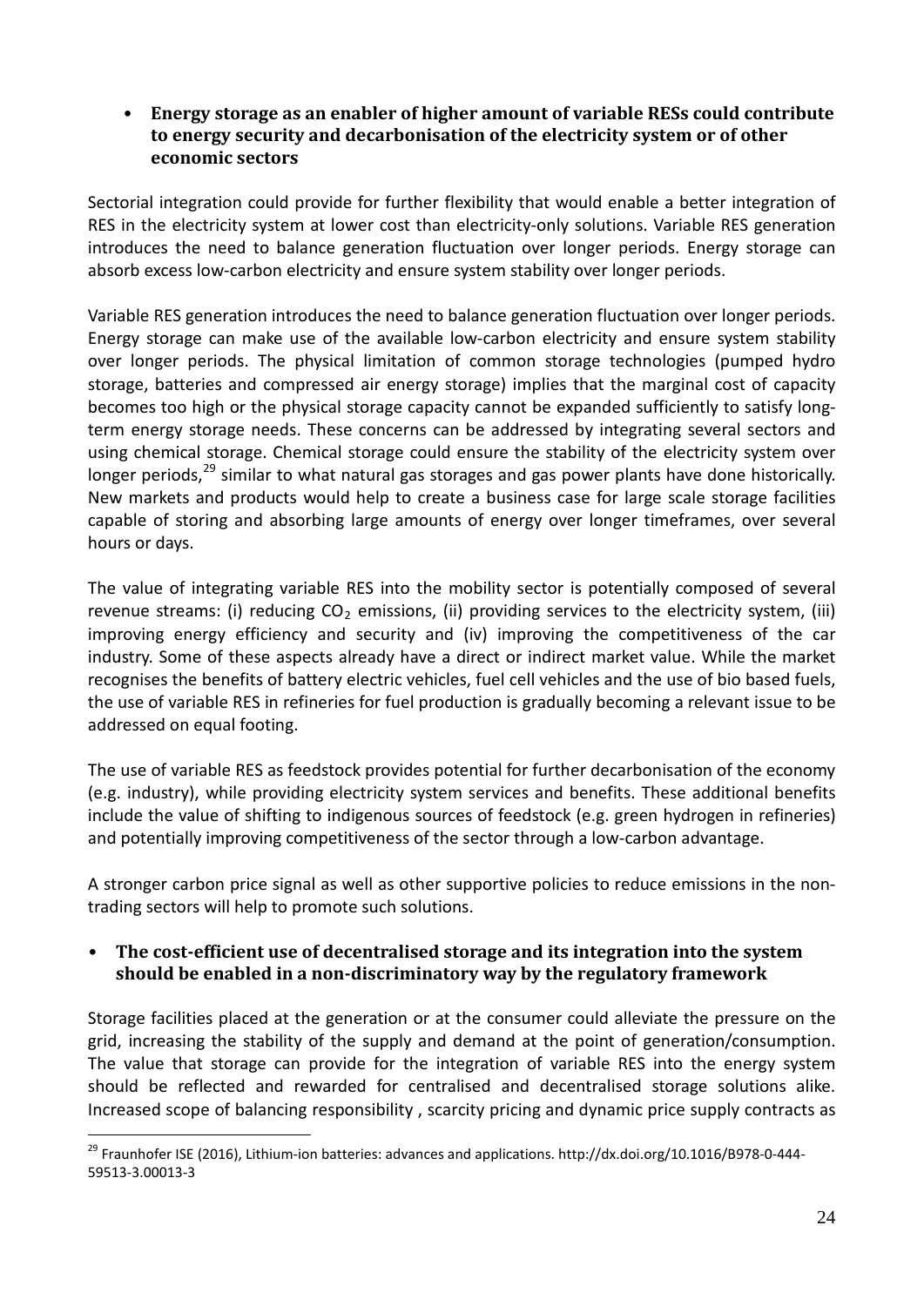- **Energy storage as an enabler of higher amount of variable RESs could contribute to energy security and decarbonisation of the electricity system or of other economic sectors**

Sectorial integration could provide for further flexibility that would enable a better integration of RES in the electricity system at lower cost than electricity-only solutions. Variable RES generation introduces the need to balance generation fluctuation over longer periods. Energy storage can absorb excess low-carbon electricity and ensure system stability over longer periods.

Variable RES generation introduces the need to balance generation fluctuation over longer periods. Energy storage can make use of the available low-carbon electricity and ensure system stability over longer periods. The physical limitation of common storage technologies (pumped hydro storage, batteries and compressed air energy storage) implies that the marginal cost of capacity becomes too high or the physical storage capacity cannot be expanded sufficiently to satisfy long-term energy storage needs. These concerns can be addressed by integrating several sectors and using chemical storage. Chemical storage could ensure the stability of the electricity system over longer periods,[29] similar to what natural gas storages and gas power plants have done historically. New markets and products would help to create a business case for large scale storage facilities capable of storing and absorbing large amounts of energy over longer timeframes, over several hours or days.

The value of integrating variable RES into the mobility sector is potentially composed of several revenue streams: (i) reducing $CO_2$ emissions, (ii) providing services to the electricity system, (iii) improving energy efficiency and security and (iv) improving the competitiveness of the car industry. Some of these aspects already have a direct or indirect market value. While the market recognises the benefits of battery electric vehicles, fuel cell vehicles and the use of bio based fuels, the use of variable RES in refineries for fuel production is gradually becoming a relevant issue to be addressed on equal footing.

The use of variable RES as feedstock provides potential for further decarbonisation of the economy (e.g. industry), while providing electricity system services and benefits. These additional benefits include the value of shifting to indigenous sources of feedstock (e.g. green hydrogen in refineries) and potentially improving competitiveness of the sector through a low-carbon advantage.

A stronger carbon price signal as well as other supportive policies to reduce emissions in the non-trading sectors will help to promote such solutions.

- **The cost-efficient use of decentralised storage and its integration into the system should be enabled in a non-discriminatory way by the regulatory framework**

Storage facilities placed at the generation or at the consumer could alleviate the pressure on the grid, increasing the stability of the supply and demand at the point of generation/consumption. The value that storage can provide for the integration of variable RES into the energy system should be reflected and rewarded for centralised and decentralised storage solutions alike. Increased scope of balancing responsibility , scarcity pricing and dynamic price supply contracts as

[29] Fraunhofer ISE (2016), Lithium-ion batteries: advances and applications. http://dx.doi.org/10.1016/B978-0-444-59513-3.00013-3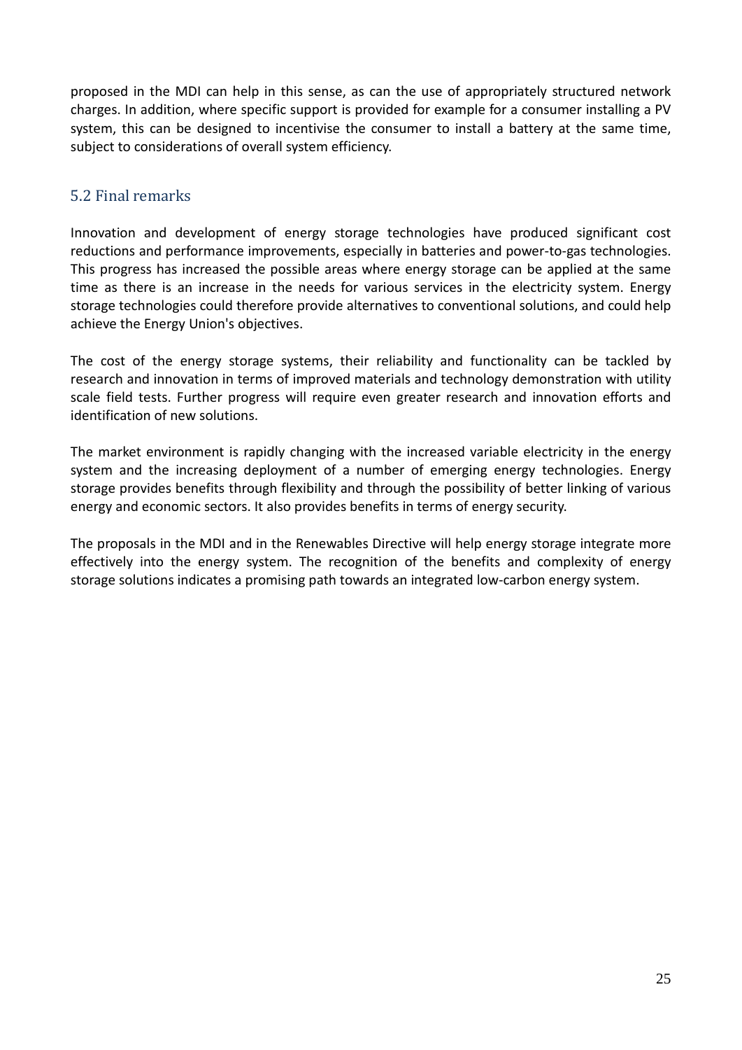proposed in the MDI can help in this sense, as can the use of appropriately structured network charges. In addition, where specific support is provided for example for a consumer installing a PV system, this can be designed to incentivise the consumer to install a battery at the same time, subject to considerations of overall system efficiency.

## 5.2 Final remarks

Innovation and development of energy storage technologies have produced significant cost reductions and performance improvements, especially in batteries and power-to-gas technologies. This progress has increased the possible areas where energy storage can be applied at the same time as there is an increase in the needs for various services in the electricity system. Energy storage technologies could therefore provide alternatives to conventional solutions, and could help achieve the Energy Union's objectives.

The cost of the energy storage systems, their reliability and functionality can be tackled by research and innovation in terms of improved materials and technology demonstration with utility scale field tests. Further progress will require even greater research and innovation efforts and identification of new solutions.

The market environment is rapidly changing with the increased variable electricity in the energy system and the increasing deployment of a number of emerging energy technologies. Energy storage provides benefits through flexibility and through the possibility of better linking of various energy and economic sectors. It also provides benefits in terms of energy security.

The proposals in the MDI and in the Renewables Directive will help energy storage integrate more effectively into the energy system. The recognition of the benefits and complexity of energy storage solutions indicates a promising path towards an integrated low-carbon energy system.